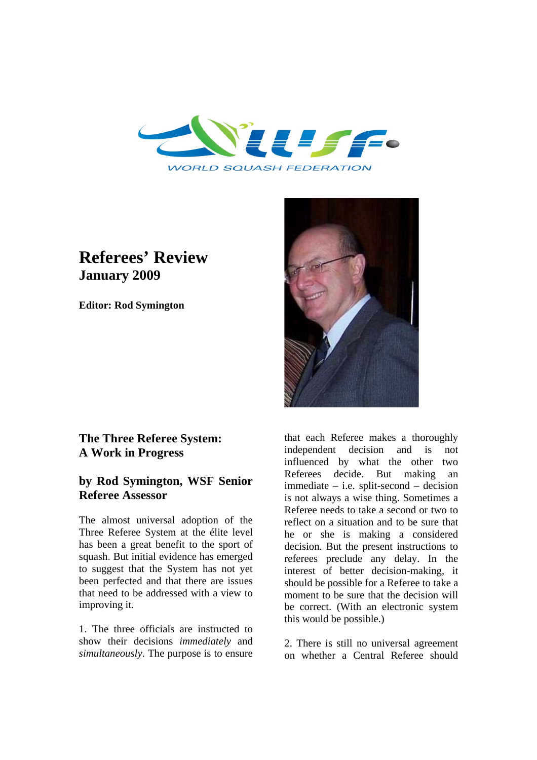WORLD SQUASH FEDERATION

# Referees' Review

## January 2009

**Editor: Rod Symington**

## The Three Referee System: A Work in Progress

### by Rod Symington, WSF Senior Referee Assessor

The almost universal adoption of the Three Referee System at the élite level has been a great benefit to the sport of squash. But initial evidence has emerged to suggest that the System has not yet been perfected and that there are issues that need to be addressed with a view to improving it.

1. The three officials are instructed to show their decisions *immediately* and *simultaneously*. The purpose is to ensure that each Referee makes a thoroughly independent decision and is not influenced by what the other two Referees decide. But making an immediate – i.e. split-second – decision is not always a wise thing. Sometimes a Referee needs to take a second or two to reflect on a situation and to be sure that he or she is making a considered decision. But the present instructions to referees preclude any delay. In the interest of better decision-making, it should be possible for a Referee to take a moment to be sure that the decision will be correct. (With an electronic system this would be possible.)

2. There is still no universal agreement on whether a Central Referee should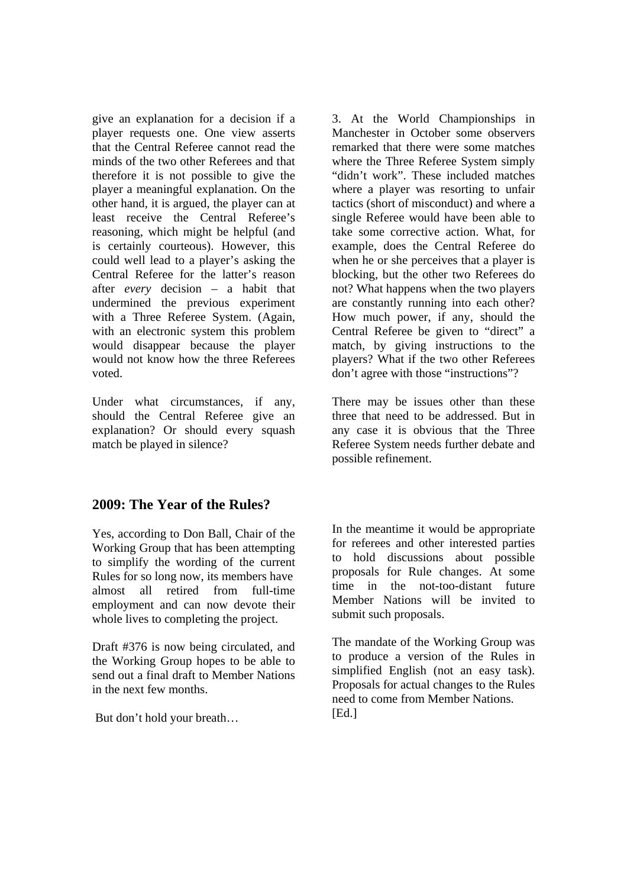give an explanation for a decision if a player requests one. One view asserts that the Central Referee cannot read the minds of the two other Referees and that therefore it is not possible to give the player a meaningful explanation. On the other hand, it is argued, the player can at least receive the Central Referee's reasoning, which might be helpful (and is certainly courteous). However, this could well lead to a player's asking the Central Referee for the latter's reason after *every* decision – a habit that undermined the previous experiment with a Three Referee System. (Again, with an electronic system this problem would disappear because the player would not know how the three Referees voted.

Under what circumstances, if any, should the Central Referee give an explanation? Or should every squash match be played in silence?

3. At the World Championships in Manchester in October some observers remarked that there were some matches where the Three Referee System simply "didn't work". These included matches where a player was resorting to unfair tactics (short of misconduct) and where a single Referee would have been able to take some corrective action. What, for example, does the Central Referee do when he or she perceives that a player is blocking, but the other two Referees do not? What happens when the two players are constantly running into each other? How much power, if any, should the Central Referee be given to "direct" a match, by giving instructions to the players? What if the two other Referees don't agree with those "instructions"?

There may be issues other than these three that need to be addressed. But in any case it is obvious that the Three Referee System needs further debate and possible refinement.

## 2009: The Year of the Rules?

Yes, according to Don Ball, Chair of the Working Group that has been attempting to simplify the wording of the current Rules for so long now, its members have almost all retired from full-time employment and can now devote their whole lives to completing the project.

Draft #376 is now being circulated, and the Working Group hopes to be able to send out a final draft to Member Nations in the next few months.

But don't hold your breath…

In the meantime it would be appropriate for referees and other interested parties to hold discussions about possible proposals for Rule changes. At some time in the not-too-distant future Member Nations will be invited to submit such proposals.

The mandate of the Working Group was to produce a version of the Rules in simplified English (not an easy task). Proposals for actual changes to the Rules need to come from Member Nations. [Ed.]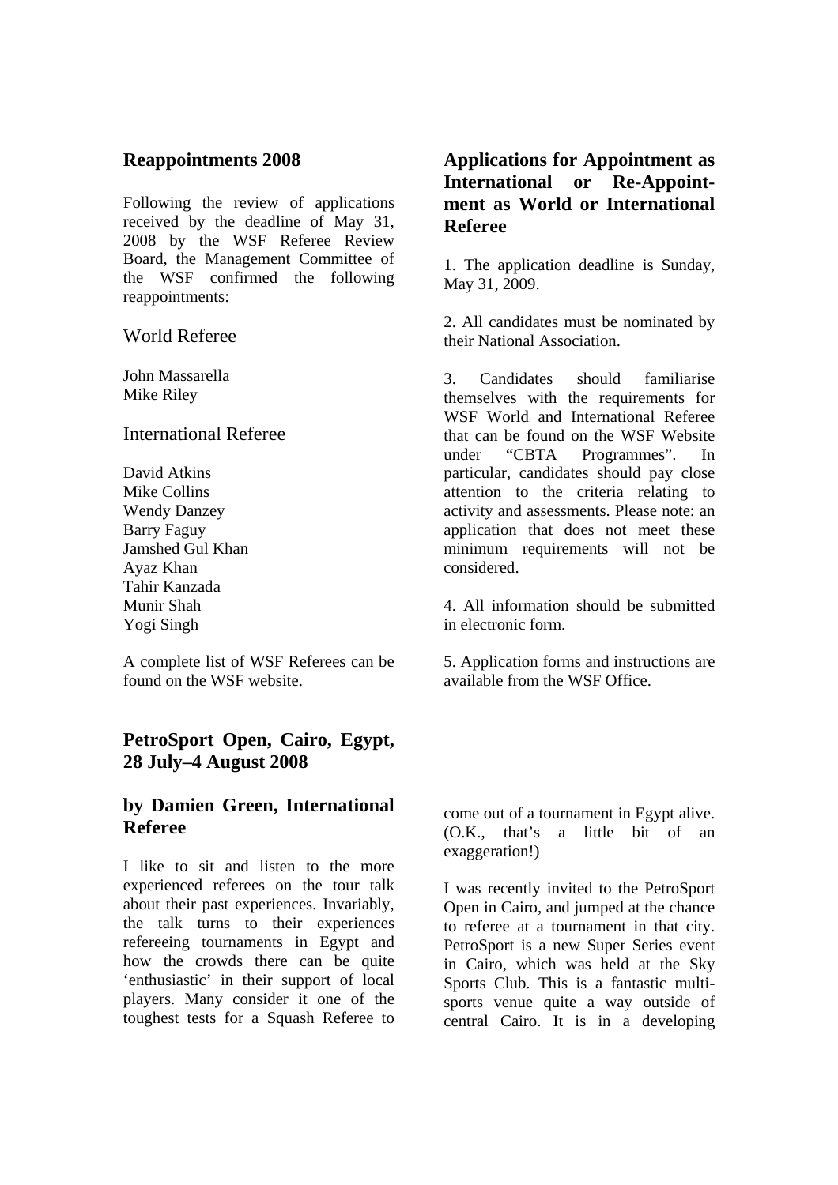## Reappointments 2008

Following the review of applications received by the deadline of May 31, 2008 by the WSF Referee Review Board, the Management Committee of the WSF confirmed the following reappointments:

### World Referee

John Massarella
Mike Riley

### International Referee

David Atkins
Mike Collins
Wendy Danzey
Barry Faguy
Jamshed Gul Khan
Ayaz Khan
Tahir Kanzada
Munir Shah
Yogi Singh

A complete list of WSF Referees can be found on the WSF website.

## Applications for Appointment as International or Re-Appointment as World or International Referee

1. The application deadline is Sunday, May 31, 2009.

2. All candidates must be nominated by their National Association.

3. Candidates should familiarise themselves with the requirements for WSF World and International Referee that can be found on the WSF Website under "CBTA Programmes". In particular, candidates should pay close attention to the criteria relating to activity and assessments. Please note: an application that does not meet these minimum requirements will not be considered.

4. All information should be submitted in electronic form.

5. Application forms and instructions are available from the WSF Office.

## PetroSport Open, Cairo, Egypt, 28 July–4 August 2008

## by Damien Green, International Referee

I like to sit and listen to the more experienced referees on the tour talk about their past experiences. Invariably, the talk turns to their experiences refereeing tournaments in Egypt and how the crowds there can be quite 'enthusiastic' in their support of local players. Many consider it one of the toughest tests for a Squash Referee to come out of a tournament in Egypt alive. (O.K., that's a little bit of an exaggeration!)

I was recently invited to the PetroSport Open in Cairo, and jumped at the chance to referee at a tournament in that city. PetroSport is a new Super Series event in Cairo, which was held at the Sky Sports Club. This is a fantastic multi-sports venue quite a way outside of central Cairo. It is in a developing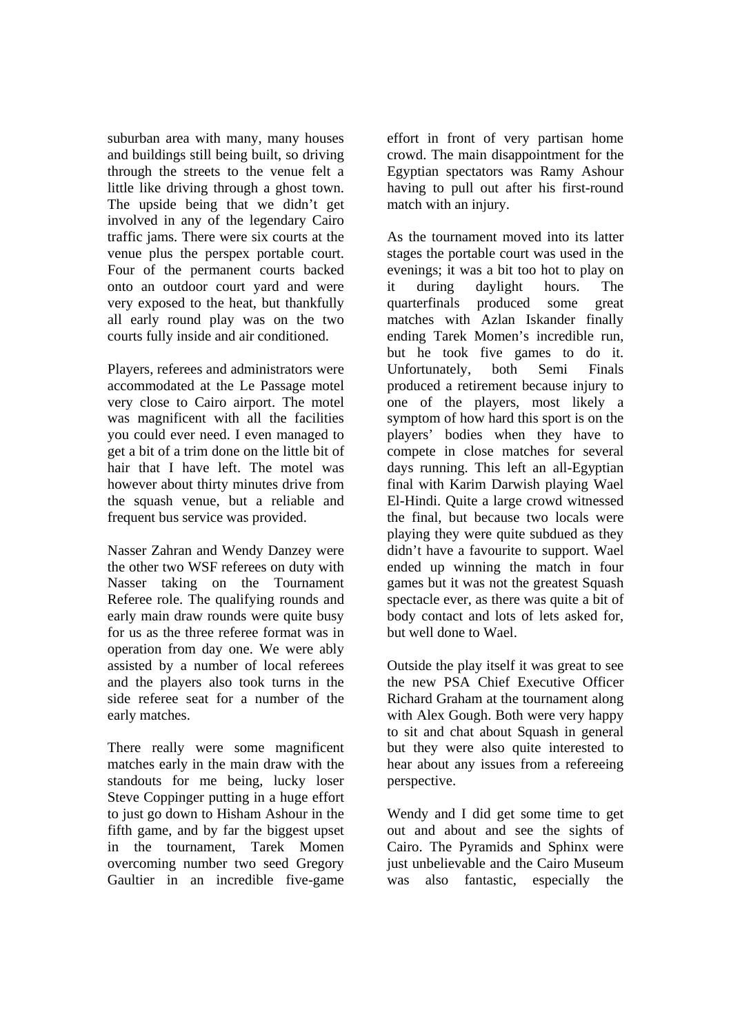suburban area with many, many houses and buildings still being built, so driving through the streets to the venue felt a little like driving through a ghost town. The upside being that we didn't get involved in any of the legendary Cairo traffic jams. There were six courts at the venue plus the perspex portable court. Four of the permanent courts backed onto an outdoor court yard and were very exposed to the heat, but thankfully all early round play was on the two courts fully inside and air conditioned.

Players, referees and administrators were accommodated at the Le Passage motel very close to Cairo airport. The motel was magnificent with all the facilities you could ever need. I even managed to get a bit of a trim done on the little bit of hair that I have left. The motel was however about thirty minutes drive from the squash venue, but a reliable and frequent bus service was provided.

Nasser Zahran and Wendy Danzey were the other two WSF referees on duty with Nasser taking on the Tournament Referee role. The qualifying rounds and early main draw rounds were quite busy for us as the three referee format was in operation from day one. We were ably assisted by a number of local referees and the players also took turns in the side referee seat for a number of the early matches.

There really were some magnificent matches early in the main draw with the standouts for me being, lucky loser Steve Coppinger putting in a huge effort to just go down to Hisham Ashour in the fifth game, and by far the biggest upset in the tournament, Tarek Momen overcoming number two seed Gregory Gaultier in an incredible five-game effort in front of very partisan home crowd. The main disappointment for the Egyptian spectators was Ramy Ashour having to pull out after his first-round match with an injury.

As the tournament moved into its latter stages the portable court was used in the evenings; it was a bit too hot to play on it during daylight hours. The quarterfinals produced some great matches with Azlan Iskander finally ending Tarek Momen's incredible run, but he took five games to do it. Unfortunately, both Semi Finals produced a retirement because injury to one of the players, most likely a symptom of how hard this sport is on the players' bodies when they have to compete in close matches for several days running. This left an all-Egyptian final with Karim Darwish playing Wael El-Hindi. Quite a large crowd witnessed the final, but because two locals were playing they were quite subdued as they didn't have a favourite to support. Wael ended up winning the match in four games but it was not the greatest Squash spectacle ever, as there was quite a bit of body contact and lots of lets asked for, but well done to Wael.

Outside the play itself it was great to see the new PSA Chief Executive Officer Richard Graham at the tournament along with Alex Gough. Both were very happy to sit and chat about Squash in general but they were also quite interested to hear about any issues from a refereeing perspective.

Wendy and I did get some time to get out and about and see the sights of Cairo. The Pyramids and Sphinx were just unbelievable and the Cairo Museum was also fantastic, especially the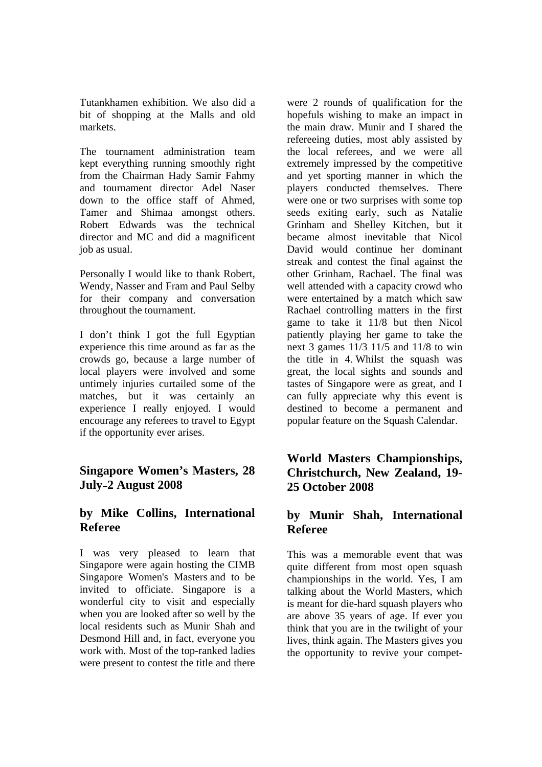Tutankhamen exhibition. We also did a bit of shopping at the Malls and old markets.

The tournament administration team kept everything running smoothly right from the Chairman Hady Samir Fahmy and tournament director Adel Naser down to the office staff of Ahmed, Tamer and Shimaa amongst others. Robert Edwards was the technical director and MC and did a magnificent job as usual.

Personally I would like to thank Robert, Wendy, Nasser and Fram and Paul Selby for their company and conversation throughout the tournament.

I don't think I got the full Egyptian experience this time around as far as the crowds go, because a large number of local players were involved and some untimely injuries curtailed some of the matches, but it was certainly an experience I really enjoyed. I would encourage any referees to travel to Egypt if the opportunity ever arises.

## Singapore Women's Masters, 28 July–2 August 2008

## by Mike Collins, International Referee

I was very pleased to learn that Singapore were again hosting the CIMB Singapore Women's Masters and to be invited to officiate. Singapore is a wonderful city to visit and especially when you are looked after so well by the local residents such as Munir Shah and Desmond Hill and, in fact, everyone you work with. Most of the top-ranked ladies were present to contest the title and there were 2 rounds of qualification for the hopefuls wishing to make an impact in the main draw. Munir and I shared the refereeing duties, most ably assisted by the local referees, and we were all extremely impressed by the competitive and yet sporting manner in which the players conducted themselves. There were one or two surprises with some top seeds exiting early, such as Natalie Grinham and Shelley Kitchen, but it became almost inevitable that Nicol David would continue her dominant streak and contest the final against the other Grinham, Rachael. The final was well attended with a capacity crowd who were entertained by a match which saw Rachael controlling matters in the first game to take it 11/8 but then Nicol patiently playing her game to take the next 3 games 11/3 11/5 and 11/8 to win the title in 4. Whilst the squash was great, the local sights and sounds and tastes of Singapore were as great, and I can fully appreciate why this event is destined to become a permanent and popular feature on the Squash Calendar.

## World Masters Championships, Christchurch, New Zealand, 19-25 October 2008

## by Munir Shah, International Referee

This was a memorable event that was quite different from most open squash championships in the world. Yes, I am talking about the World Masters, which is meant for die-hard squash players who are above 35 years of age. If ever you think that you are in the twilight of your lives, think again. The Masters gives you the opportunity to revive your compet-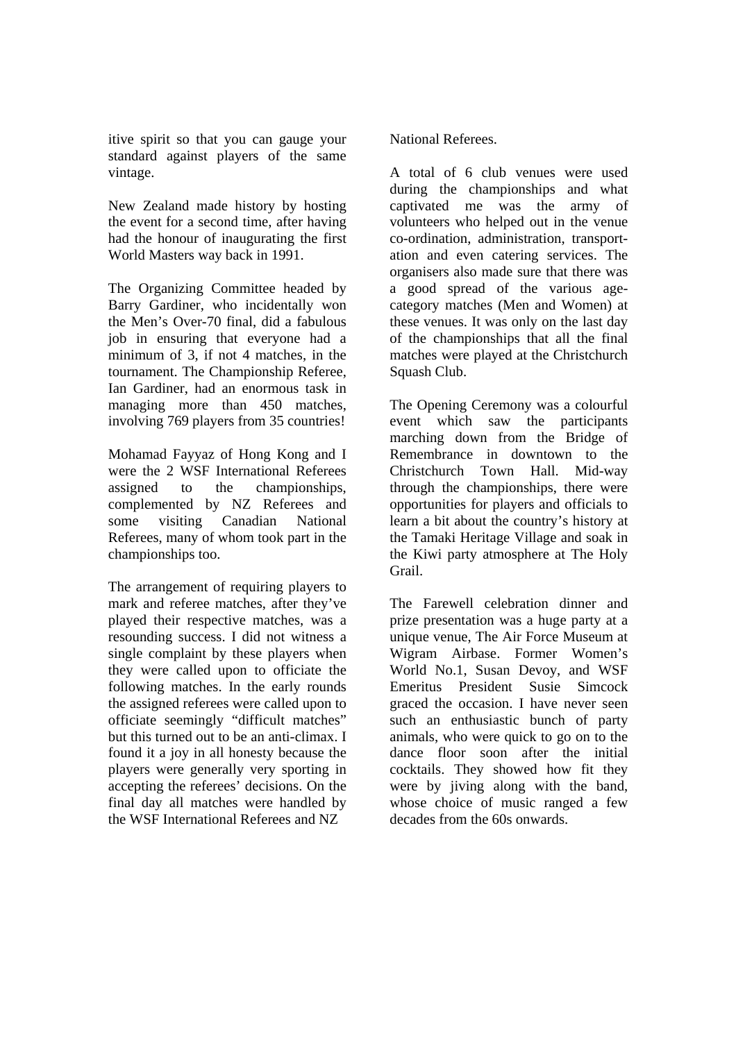itive spirit so that you can gauge your standard against players of the same vintage.

New Zealand made history by hosting the event for a second time, after having had the honour of inaugurating the first World Masters way back in 1991.

The Organizing Committee headed by Barry Gardiner, who incidentally won the Men's Over-70 final, did a fabulous job in ensuring that everyone had a minimum of 3, if not 4 matches, in the tournament. The Championship Referee, Ian Gardiner, had an enormous task in managing more than 450 matches, involving 769 players from 35 countries!

Mohamad Fayyaz of Hong Kong and I were the 2 WSF International Referees assigned to the championships, complemented by NZ Referees and some visiting Canadian National Referees, many of whom took part in the championships too.

The arrangement of requiring players to mark and referee matches, after they've played their respective matches, was a resounding success. I did not witness a single complaint by these players when they were called upon to officiate the following matches. In the early rounds the assigned referees were called upon to officiate seemingly "difficult matches" but this turned out to be an anti-climax. I found it a joy in all honesty because the players were generally very sporting in accepting the referees' decisions. On the final day all matches were handled by the WSF International Referees and NZ National Referees.

A total of 6 club venues were used during the championships and what captivated me was the army of volunteers who helped out in the venue co-ordination, administration, transportation and even catering services. The organisers also made sure that there was a good spread of the various age-category matches (Men and Women) at these venues. It was only on the last day of the championships that all the final matches were played at the Christchurch Squash Club.

The Opening Ceremony was a colourful event which saw the participants marching down from the Bridge of Remembrance in downtown to the Christchurch Town Hall. Mid-way through the championships, there were opportunities for players and officials to learn a bit about the country's history at the Tamaki Heritage Village and soak in the Kiwi party atmosphere at The Holy Grail.

The Farewell celebration dinner and prize presentation was a huge party at a unique venue, The Air Force Museum at Wigram Airbase. Former Women's World No.1, Susan Devoy, and WSF Emeritus President Susie Simcock graced the occasion. I have never seen such an enthusiastic bunch of party animals, who were quick to go on to the dance floor soon after the initial cocktails. They showed how fit they were by jiving along with the band, whose choice of music ranged a few decades from the 60s onwards.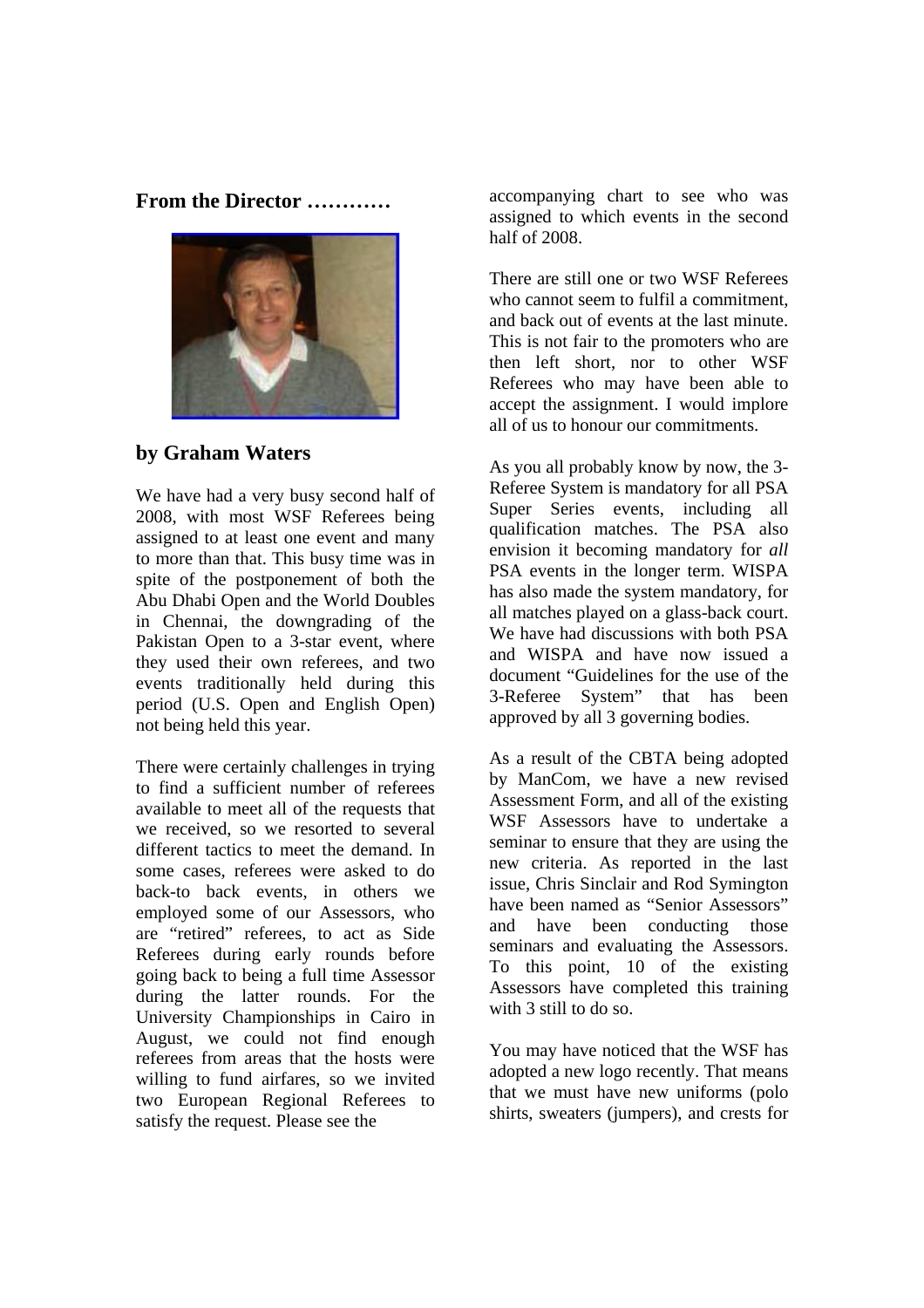## From the Director …………

### by Graham Waters

We have had a very busy second half of 2008, with most WSF Referees being assigned to at least one event and many to more than that. This busy time was in spite of the postponement of both the Abu Dhabi Open and the World Doubles in Chennai, the downgrading of the Pakistan Open to a 3-star event, where they used their own referees, and two events traditionally held during this period (U.S. Open and English Open) not being held this year.

There were certainly challenges in trying to find a sufficient number of referees available to meet all of the requests that we received, so we resorted to several different tactics to meet the demand. In some cases, referees were asked to do back-to back events, in others we employed some of our Assessors, who are "retired" referees, to act as Side Referees during early rounds before going back to being a full time Assessor during the latter rounds. For the University Championships in Cairo in August, we could not find enough referees from areas that the hosts were willing to fund airfares, so we invited two European Regional Referees to satisfy the request. Please see the accompanying chart to see who was assigned to which events in the second half of 2008.

There are still one or two WSF Referees who cannot seem to fulfil a commitment, and back out of events at the last minute. This is not fair to the promoters who are then left short, nor to other WSF Referees who may have been able to accept the assignment. I would implore all of us to honour our commitments.

As you all probably know by now, the 3-Referee System is mandatory for all PSA Super Series events, including all qualification matches. The PSA also envision it becoming mandatory for *all* PSA events in the longer term. WISPA has also made the system mandatory, for all matches played on a glass-back court. We have had discussions with both PSA and WISPA and have now issued a document "Guidelines for the use of the 3-Referee System" that has been approved by all 3 governing bodies.

As a result of the CBTA being adopted by ManCom, we have a new revised Assessment Form, and all of the existing WSF Assessors have to undertake a seminar to ensure that they are using the new criteria. As reported in the last issue, Chris Sinclair and Rod Symington have been named as "Senior Assessors" and have been conducting those seminars and evaluating the Assessors. To this point, 10 of the existing Assessors have completed this training with 3 still to do so.

You may have noticed that the WSF has adopted a new logo recently. That means that we must have new uniforms (polo shirts, sweaters (jumpers), and crests for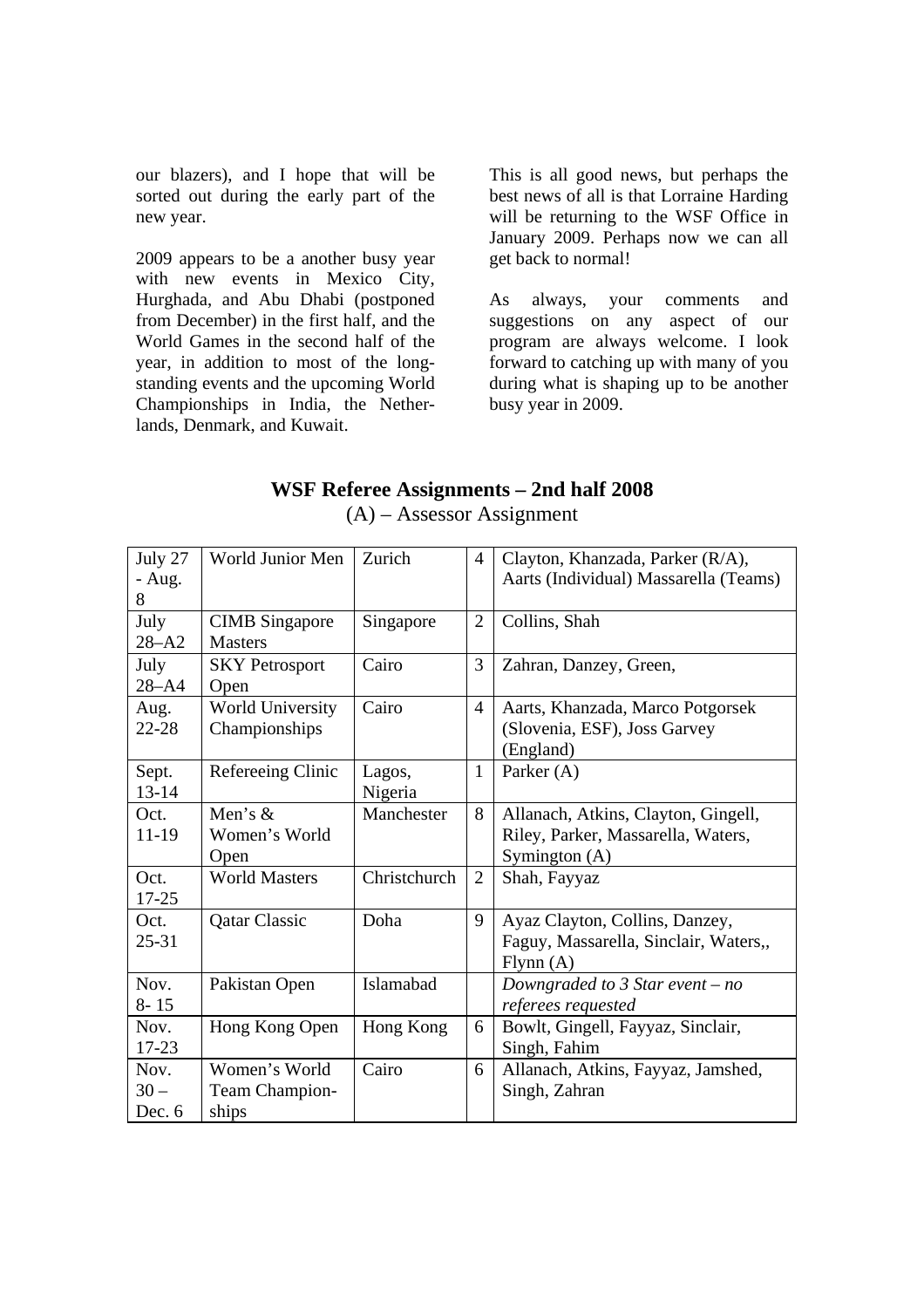our blazers), and I hope that will be sorted out during the early part of the new year.

2009 appears to be a another busy year with new events in Mexico City, Hurghada, and Abu Dhabi (postponed from December) in the first half, and the World Games in the second half of the year, in addition to most of the long-standing events and the upcoming World Championships in India, the Netherlands, Denmark, and Kuwait.

This is all good news, but perhaps the best news of all is that Lorraine Harding will be returning to the WSF Office in January 2009. Perhaps now we can all get back to normal!

As always, your comments and suggestions on any aspect of our program are always welcome. I look forward to catching up with many of you during what is shaping up to be another busy year in 2009.

## WSF Referee Assignments – 2nd half 2008

(A) – Assessor Assignment

| | | | | |
|---|---|---|---|---|
| July 27 - Aug. 8 | World Junior Men | Zurich | 4 | Clayton, Khanzada, Parker (R/A), Aarts (Individual) Massarella (Teams) |
| July 28–A2 | CIMB Singapore Masters | Singapore | 2 | Collins, Shah |
| July 28–A4 | SKY Petrosport Open | Cairo | 3 | Zahran, Danzey, Green, |
| Aug. 22-28 | World University Championships | Cairo | 4 | Aarts, Khanzada, Marco Potgorsek (Slovenia, ESF), Joss Garvey (England) |
| Sept. 13-14 | Refereeing Clinic | Lagos, Nigeria | 1 | Parker (A) |
| Oct. 11-19 | Men's & Women's World Open | Manchester | 8 | Allanach, Atkins, Clayton, Gingell, Riley, Parker, Massarella, Waters, Symington (A) |
| Oct. 17-25 | World Masters | Christchurch | 2 | Shah, Fayyaz |
| Oct. 25-31 | Qatar Classic | Doha | 9 | Ayaz Clayton, Collins, Danzey, Faguy, Massarella, Sinclair, Waters,, Flynn (A) |
| Nov. 8- 15 | Pakistan Open | Islamabad | | *Downgraded to 3 Star event – no referees requested* |
| Nov. 17-23 | Hong Kong Open | Hong Kong | 6 | Bowlt, Gingell, Fayyaz, Sinclair, Singh, Fahim |
| Nov. 30 – Dec. 6 | Women's World Team Championships | Cairo | 6 | Allanach, Atkins, Fayyaz, Jamshed, Singh, Zahran |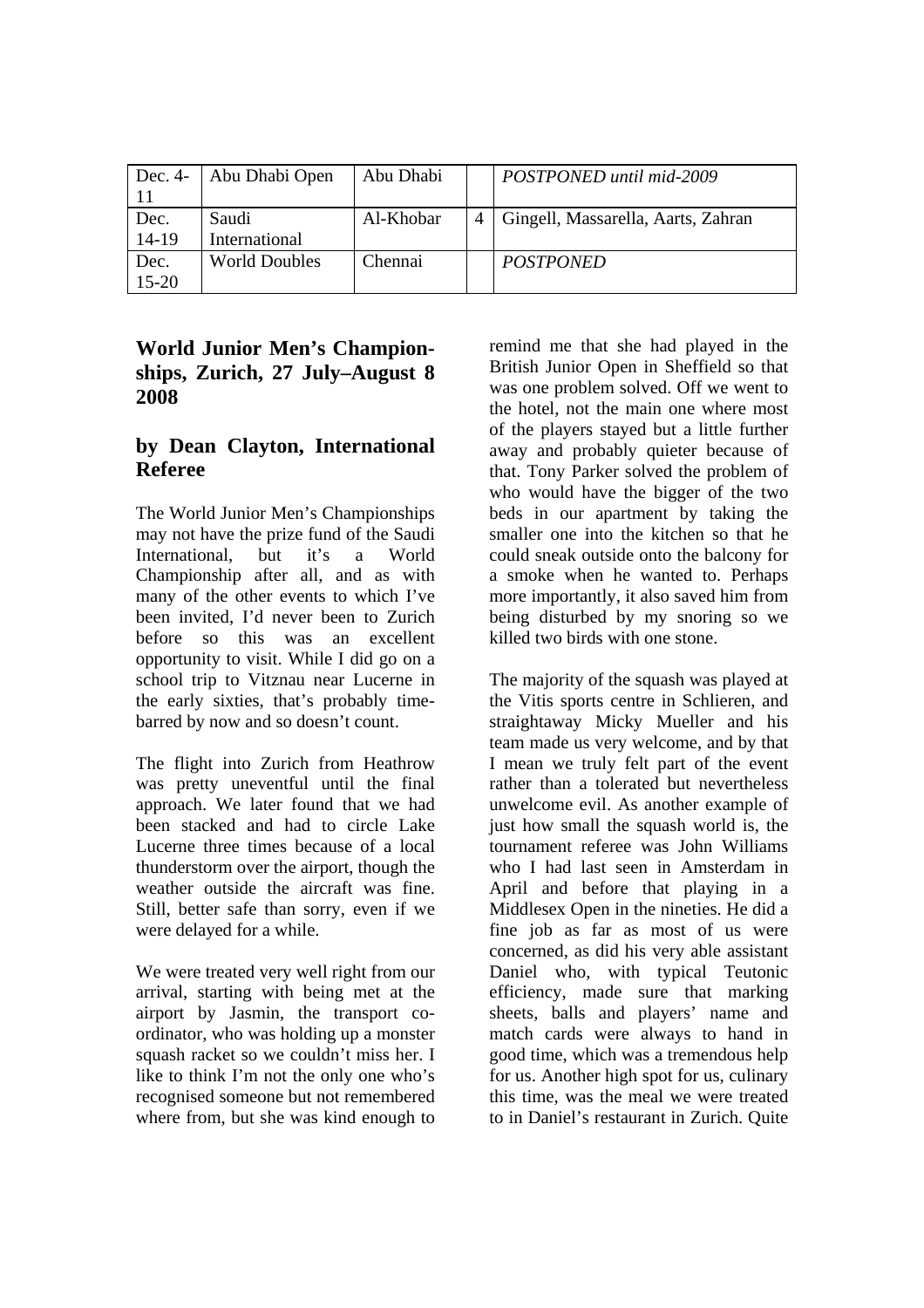| Dec. 4-11 | Abu Dhabi Open | Abu Dhabi | | *POSTPONED until mid-2009* |
|---|---|---|---|---|
| Dec. 14-19 | Saudi International | Al-Khobar | 4 | Gingell, Massarella, Aarts, Zahran |
| Dec. 15-20 | World Doubles | Chennai | | *POSTPONED* |

## World Junior Men's Championships, Zurich, 27 July–August 8 2008

### by Dean Clayton, International Referee

The World Junior Men's Championships may not have the prize fund of the Saudi International, but it's a World Championship after all, and as with many of the other events to which I've been invited, I'd never been to Zurich before so this was an excellent opportunity to visit. While I did go on a school trip to Vitznau near Lucerne in the early sixties, that's probably time-barred by now and so doesn't count.

The flight into Zurich from Heathrow was pretty uneventful until the final approach. We later found that we had been stacked and had to circle Lake Lucerne three times because of a local thunderstorm over the airport, though the weather outside the aircraft was fine. Still, better safe than sorry, even if we were delayed for a while.

We were treated very well right from our arrival, starting with being met at the airport by Jasmin, the transport co-ordinator, who was holding up a monster squash racket so we couldn't miss her. I like to think I'm not the only one who's recognised someone but not remembered where from, but she was kind enough to remind me that she had played in the British Junior Open in Sheffield so that was one problem solved. Off we went to the hotel, not the main one where most of the players stayed but a little further away and probably quieter because of that. Tony Parker solved the problem of who would have the bigger of the two beds in our apartment by taking the smaller one into the kitchen so that he could sneak outside onto the balcony for a smoke when he wanted to. Perhaps more importantly, it also saved him from being disturbed by my snoring so we killed two birds with one stone.

The majority of the squash was played at the Vitis sports centre in Schlieren, and straightaway Micky Mueller and his team made us very welcome, and by that I mean we truly felt part of the event rather than a tolerated but nevertheless unwelcome evil. As another example of just how small the squash world is, the tournament referee was John Williams who I had last seen in Amsterdam in April and before that playing in a Middlesex Open in the nineties. He did a fine job as far as most of us were concerned, as did his very able assistant Daniel who, with typical Teutonic efficiency, made sure that marking sheets, balls and players' name and match cards were always to hand in good time, which was a tremendous help for us. Another high spot for us, culinary this time, was the meal we were treated to in Daniel's restaurant in Zurich. Quite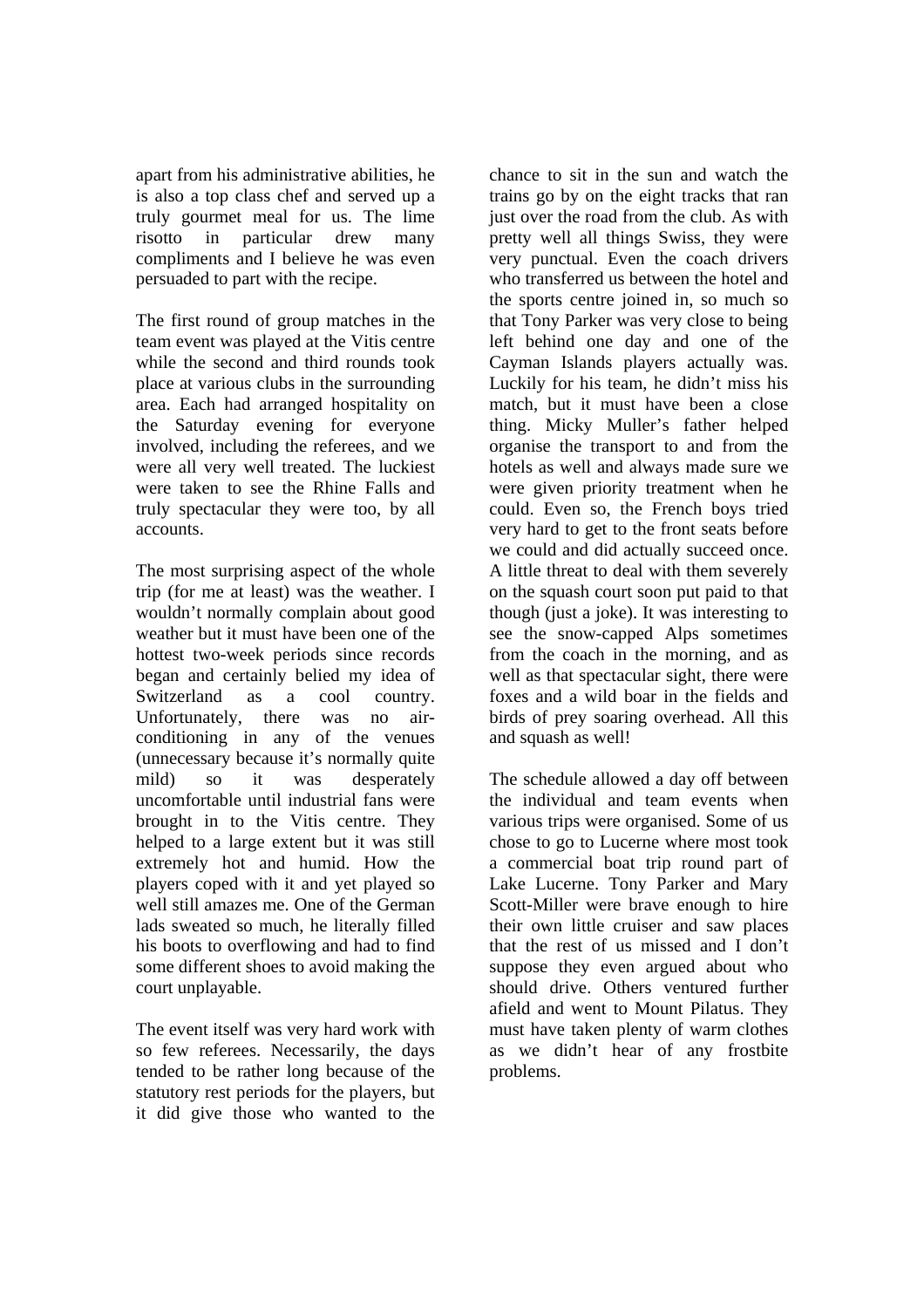apart from his administrative abilities, he is also a top class chef and served up a truly gourmet meal for us. The lime risotto in particular drew many compliments and I believe he was even persuaded to part with the recipe.

The first round of group matches in the team event was played at the Vitis centre while the second and third rounds took place at various clubs in the surrounding area. Each had arranged hospitality on the Saturday evening for everyone involved, including the referees, and we were all very well treated. The luckiest were taken to see the Rhine Falls and truly spectacular they were too, by all accounts.

The most surprising aspect of the whole trip (for me at least) was the weather. I wouldn't normally complain about good weather but it must have been one of the hottest two-week periods since records began and certainly belied my idea of Switzerland as a cool country. Unfortunately, there was no air-conditioning in any of the venues (unnecessary because it's normally quite mild) so it was desperately uncomfortable until industrial fans were brought in to the Vitis centre. They helped to a large extent but it was still extremely hot and humid. How the players coped with it and yet played so well still amazes me. One of the German lads sweated so much, he literally filled his boots to overflowing and had to find some different shoes to avoid making the court unplayable.

The event itself was very hard work with so few referees. Necessarily, the days tended to be rather long because of the statutory rest periods for the players, but it did give those who wanted to the chance to sit in the sun and watch the trains go by on the eight tracks that ran just over the road from the club. As with pretty well all things Swiss, they were very punctual. Even the coach drivers who transferred us between the hotel and the sports centre joined in, so much so that Tony Parker was very close to being left behind one day and one of the Cayman Islands players actually was. Luckily for his team, he didn't miss his match, but it must have been a close thing. Micky Muller's father helped organise the transport to and from the hotels as well and always made sure we were given priority treatment when he could. Even so, the French boys tried very hard to get to the front seats before we could and did actually succeed once. A little threat to deal with them severely on the squash court soon put paid to that though (just a joke). It was interesting to see the snow-capped Alps sometimes from the coach in the morning, and as well as that spectacular sight, there were foxes and a wild boar in the fields and birds of prey soaring overhead. All this and squash as well!

The schedule allowed a day off between the individual and team events when various trips were organised. Some of us chose to go to Lucerne where most took a commercial boat trip round part of Lake Lucerne. Tony Parker and Mary Scott-Miller were brave enough to hire their own little cruiser and saw places that the rest of us missed and I don't suppose they even argued about who should drive. Others ventured further afield and went to Mount Pilatus. They must have taken plenty of warm clothes as we didn't hear of any frostbite problems.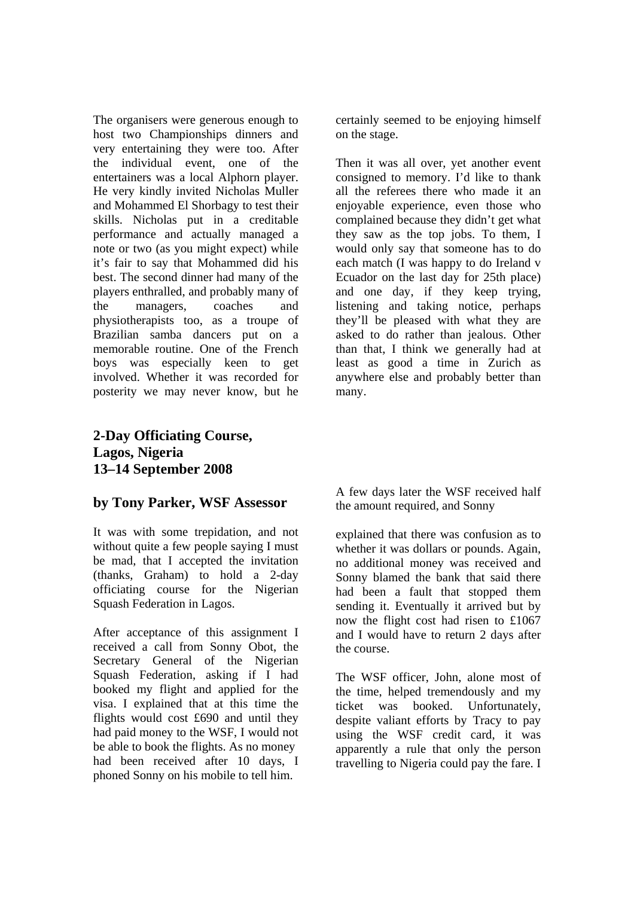The organisers were generous enough to host two Championships dinners and very entertaining they were too. After the individual event, one of the entertainers was a local Alphorn player. He very kindly invited Nicholas Muller and Mohammed El Shorbagy to test their skills. Nicholas put in a creditable performance and actually managed a note or two (as you might expect) while it's fair to say that Mohammed did his best. The second dinner had many of the players enthralled, and probably many of the managers, coaches and physiotherapists too, as a troupe of Brazilian samba dancers put on a memorable routine. One of the French boys was especially keen to get involved. Whether it was recorded for posterity we may never know, but he certainly seemed to be enjoying himself on the stage.

Then it was all over, yet another event consigned to memory. I'd like to thank all the referees there who made it an enjoyable experience, even those who complained because they didn't get what they saw as the top jobs. To them, I would only say that someone has to do each match (I was happy to do Ireland v Ecuador on the last day for 25th place) and one day, if they keep trying, listening and taking notice, perhaps they'll be pleased with what they are asked to do rather than jealous. Other than that, I think we generally had at least as good a time in Zurich as anywhere else and probably better than many.

## 2-Day Officiating Course, Lagos, Nigeria 13–14 September 2008

### by Tony Parker, WSF Assessor

It was with some trepidation, and not without quite a few people saying I must be mad, that I accepted the invitation (thanks, Graham) to hold a 2-day officiating course for the Nigerian Squash Federation in Lagos.

After acceptance of this assignment I received a call from Sonny Obot, the Secretary General of the Nigerian Squash Federation, asking if I had booked my flight and applied for the visa. I explained that at this time the flights would cost £690 and until they had paid money to the WSF, I would not be able to book the flights. As no money had been received after 10 days, I phoned Sonny on his mobile to tell him.

A few days later the WSF received half the amount required, and Sonny explained that there was confusion as to whether it was dollars or pounds. Again, no additional money was received and Sonny blamed the bank that said there had been a fault that stopped them sending it. Eventually it arrived but by now the flight cost had risen to £1067 and I would have to return 2 days after the course.

The WSF officer, John, alone most of the time, helped tremendously and my ticket was booked. Unfortunately, despite valiant efforts by Tracy to pay using the WSF credit card, it was apparently a rule that only the person travelling to Nigeria could pay the fare. I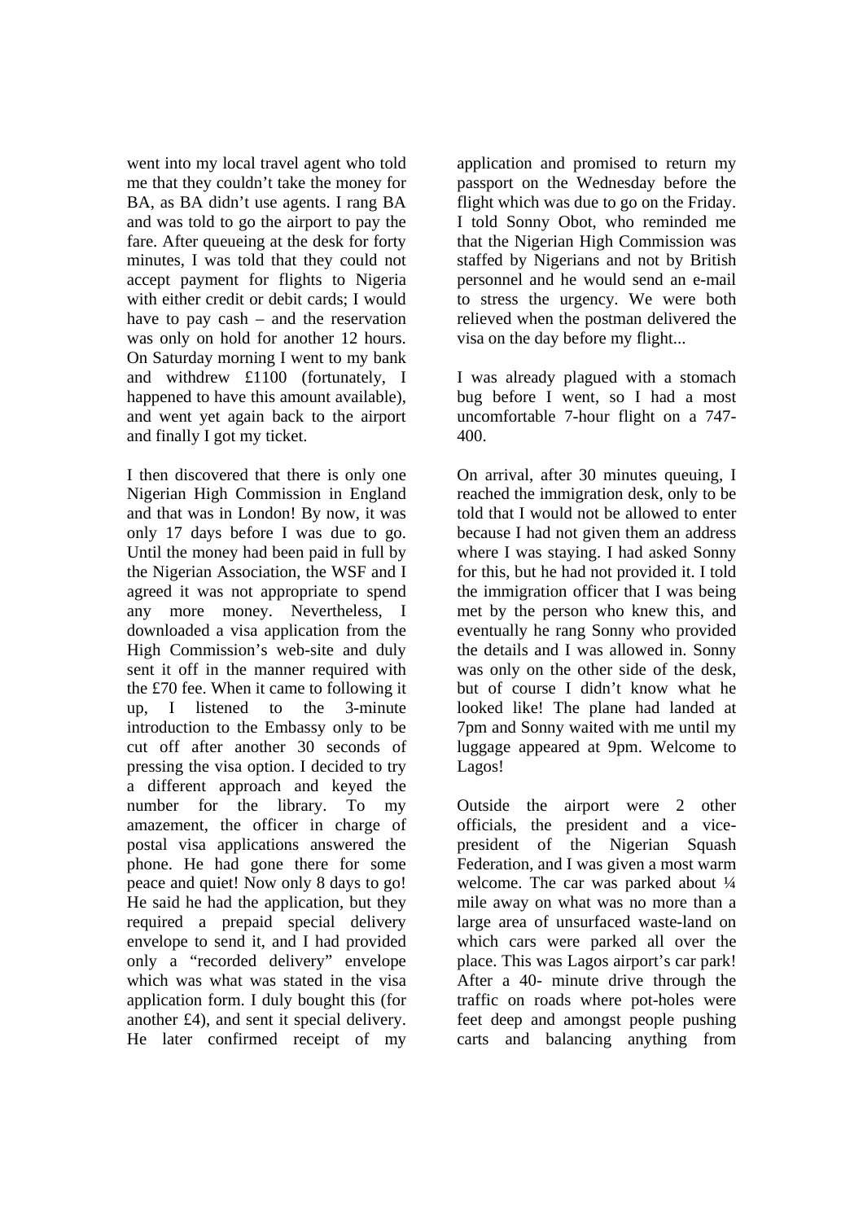went into my local travel agent who told me that they couldn't take the money for BA, as BA didn't use agents. I rang BA and was told to go the airport to pay the fare. After queueing at the desk for forty minutes, I was told that they could not accept payment for flights to Nigeria with either credit or debit cards; I would have to pay cash – and the reservation was only on hold for another 12 hours. On Saturday morning I went to my bank and withdrew £1100 (fortunately, I happened to have this amount available), and went yet again back to the airport and finally I got my ticket.

I then discovered that there is only one Nigerian High Commission in England and that was in London! By now, it was only 17 days before I was due to go. Until the money had been paid in full by the Nigerian Association, the WSF and I agreed it was not appropriate to spend any more money. Nevertheless, I downloaded a visa application from the High Commission's web-site and duly sent it off in the manner required with the £70 fee. When it came to following it up, I listened to the 3-minute introduction to the Embassy only to be cut off after another 30 seconds of pressing the visa option. I decided to try a different approach and keyed the number for the library. To my amazement, the officer in charge of postal visa applications answered the phone. He had gone there for some peace and quiet! Now only 8 days to go! He said he had the application, but they required a prepaid special delivery envelope to send it, and I had provided only a "recorded delivery" envelope which was what was stated in the visa application form. I duly bought this (for another £4), and sent it special delivery. He later confirmed receipt of my application and promised to return my passport on the Wednesday before the flight which was due to go on the Friday. I told Sonny Obot, who reminded me that the Nigerian High Commission was staffed by Nigerians and not by British personnel and he would send an e-mail to stress the urgency. We were both relieved when the postman delivered the visa on the day before my flight...

I was already plagued with a stomach bug before I went, so I had a most uncomfortable 7-hour flight on a 747-400.

On arrival, after 30 minutes queuing, I reached the immigration desk, only to be told that I would not be allowed to enter because I had not given them an address where I was staying. I had asked Sonny for this, but he had not provided it. I told the immigration officer that I was being met by the person who knew this, and eventually he rang Sonny who provided the details and I was allowed in. Sonny was only on the other side of the desk, but of course I didn't know what he looked like! The plane had landed at 7pm and Sonny waited with me until my luggage appeared at 9pm. Welcome to Lagos!

Outside the airport were 2 other officials, the president and a vice-president of the Nigerian Squash Federation, and I was given a most warm welcome. The car was parked about ¼ mile away on what was no more than a large area of unsurfaced waste-land on which cars were parked all over the place. This was Lagos airport's car park! After a 40- minute drive through the traffic on roads where pot-holes were feet deep and amongst people pushing carts and balancing anything from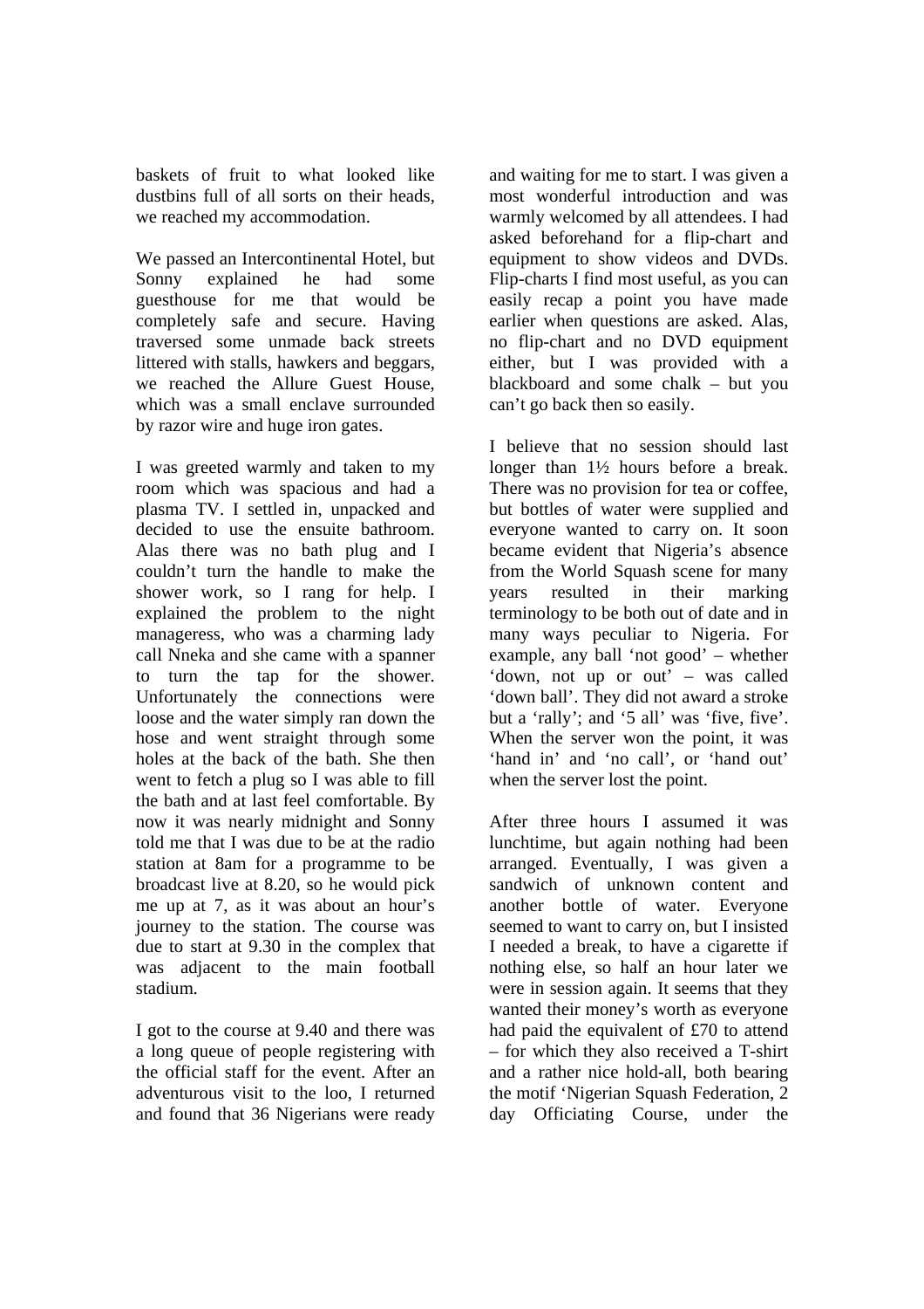baskets of fruit to what looked like dustbins full of all sorts on their heads, we reached my accommodation.

We passed an Intercontinental Hotel, but Sonny explained he had some guesthouse for me that would be completely safe and secure. Having traversed some unmade back streets littered with stalls, hawkers and beggars, we reached the Allure Guest House, which was a small enclave surrounded by razor wire and huge iron gates.

I was greeted warmly and taken to my room which was spacious and had a plasma TV. I settled in, unpacked and decided to use the ensuite bathroom. Alas there was no bath plug and I couldn't turn the handle to make the shower work, so I rang for help. I explained the problem to the night manageress, who was a charming lady call Nneka and she came with a spanner to turn the tap for the shower. Unfortunately the connections were loose and the water simply ran down the hose and went straight through some holes at the back of the bath. She then went to fetch a plug so I was able to fill the bath and at last feel comfortable. By now it was nearly midnight and Sonny told me that I was due to be at the radio station at 8am for a programme to be broadcast live at 8.20, so he would pick me up at 7, as it was about an hour's journey to the station. The course was due to start at 9.30 in the complex that was adjacent to the main football stadium.

I got to the course at 9.40 and there was a long queue of people registering with the official staff for the event. After an adventurous visit to the loo, I returned and found that 36 Nigerians were ready and waiting for me to start. I was given a most wonderful introduction and was warmly welcomed by all attendees. I had asked beforehand for a flip-chart and equipment to show videos and DVDs. Flip-charts I find most useful, as you can easily recap a point you have made earlier when questions are asked. Alas, no flip-chart and no DVD equipment either, but I was provided with a blackboard and some chalk – but you can't go back then so easily.

I believe that no session should last longer than 1½ hours before a break. There was no provision for tea or coffee, but bottles of water were supplied and everyone wanted to carry on. It soon became evident that Nigeria's absence from the World Squash scene for many years resulted in their marking terminology to be both out of date and in many ways peculiar to Nigeria. For example, any ball 'not good' – whether 'down, not up or out' – was called 'down ball'. They did not award a stroke but a 'rally'; and '5 all' was 'five, five'. When the server won the point, it was 'hand in' and 'no call', or 'hand out' when the server lost the point.

After three hours I assumed it was lunchtime, but again nothing had been arranged. Eventually, I was given a sandwich of unknown content and another bottle of water. Everyone seemed to want to carry on, but I insisted I needed a break, to have a cigarette if nothing else, so half an hour later we were in session again. It seems that they wanted their money's worth as everyone had paid the equivalent of £70 to attend – for which they also received a T-shirt and a rather nice hold-all, both bearing the motif 'Nigerian Squash Federation, 2 day Officiating Course, under the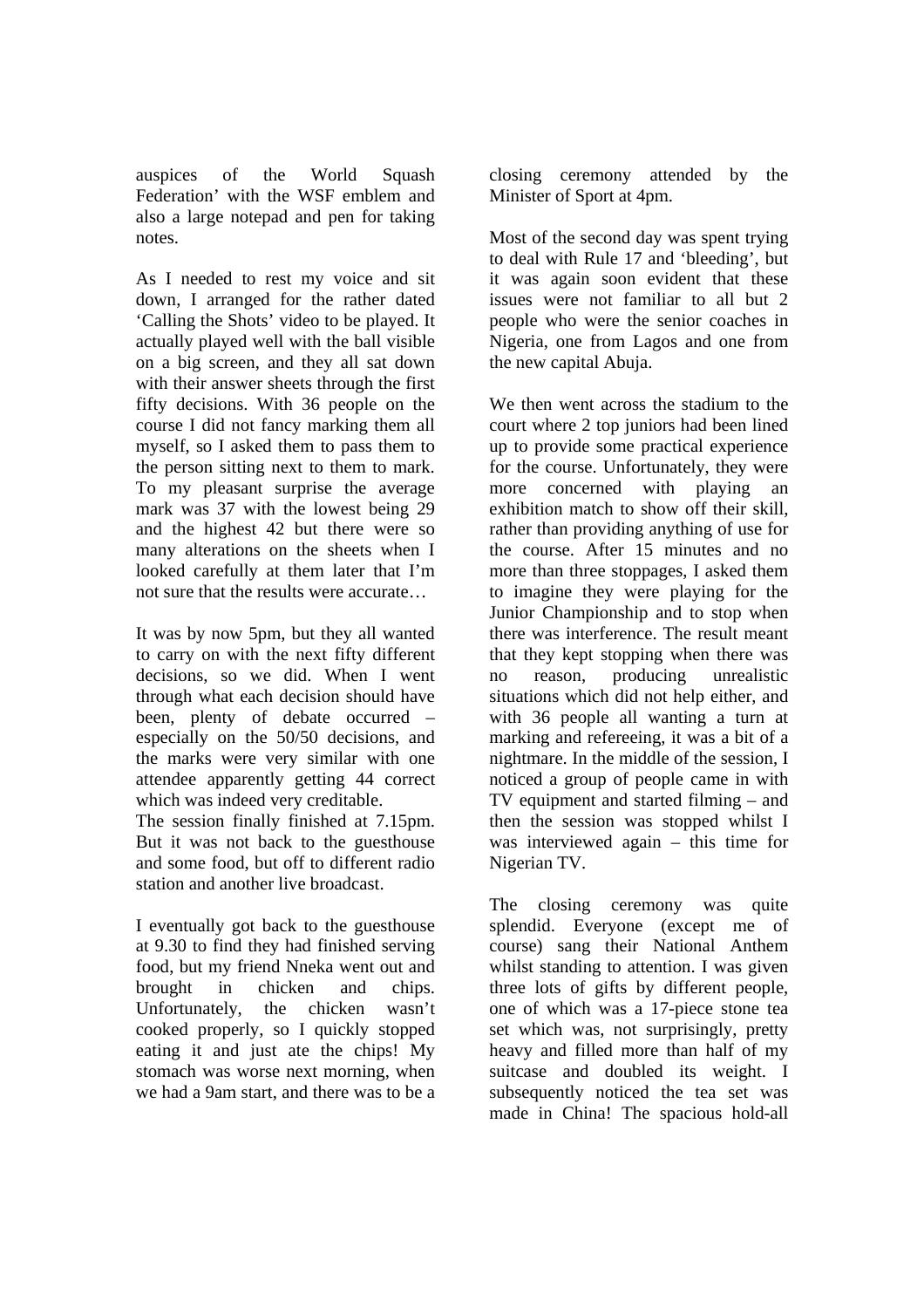auspices of the World Squash Federation' with the WSF emblem and also a large notepad and pen for taking notes.

As I needed to rest my voice and sit down, I arranged for the rather dated 'Calling the Shots' video to be played. It actually played well with the ball visible on a big screen, and they all sat down with their answer sheets through the first fifty decisions. With 36 people on the course I did not fancy marking them all myself, so I asked them to pass them to the person sitting next to them to mark. To my pleasant surprise the average mark was 37 with the lowest being 29 and the highest 42 but there were so many alterations on the sheets when I looked carefully at them later that I'm not sure that the results were accurate…

It was by now 5pm, but they all wanted to carry on with the next fifty different decisions, so we did. When I went through what each decision should have been, plenty of debate occurred – especially on the 50/50 decisions, and the marks were very similar with one attendee apparently getting 44 correct which was indeed very creditable.

The session finally finished at 7.15pm. But it was not back to the guesthouse and some food, but off to different radio station and another live broadcast.

I eventually got back to the guesthouse at 9.30 to find they had finished serving food, but my friend Nneka went out and brought in chicken and chips. Unfortunately, the chicken wasn't cooked properly, so I quickly stopped eating it and just ate the chips! My stomach was worse next morning, when we had a 9am start, and there was to be a closing ceremony attended by the Minister of Sport at 4pm.

Most of the second day was spent trying to deal with Rule 17 and 'bleeding', but it was again soon evident that these issues were not familiar to all but 2 people who were the senior coaches in Nigeria, one from Lagos and one from the new capital Abuja.

We then went across the stadium to the court where 2 top juniors had been lined up to provide some practical experience for the course. Unfortunately, they were more concerned with playing an exhibition match to show off their skill, rather than providing anything of use for the course. After 15 minutes and no more than three stoppages, I asked them to imagine they were playing for the Junior Championship and to stop when there was interference. The result meant that they kept stopping when there was no reason, producing unrealistic situations which did not help either, and with 36 people all wanting a turn at marking and refereeing, it was a bit of a nightmare. In the middle of the session, I noticed a group of people came in with TV equipment and started filming – and then the session was stopped whilst I was interviewed again – this time for Nigerian TV.

The closing ceremony was quite splendid. Everyone (except me of course) sang their National Anthem whilst standing to attention. I was given three lots of gifts by different people, one of which was a 17-piece stone tea set which was, not surprisingly, pretty heavy and filled more than half of my suitcase and doubled its weight. I subsequently noticed the tea set was made in China! The spacious hold-all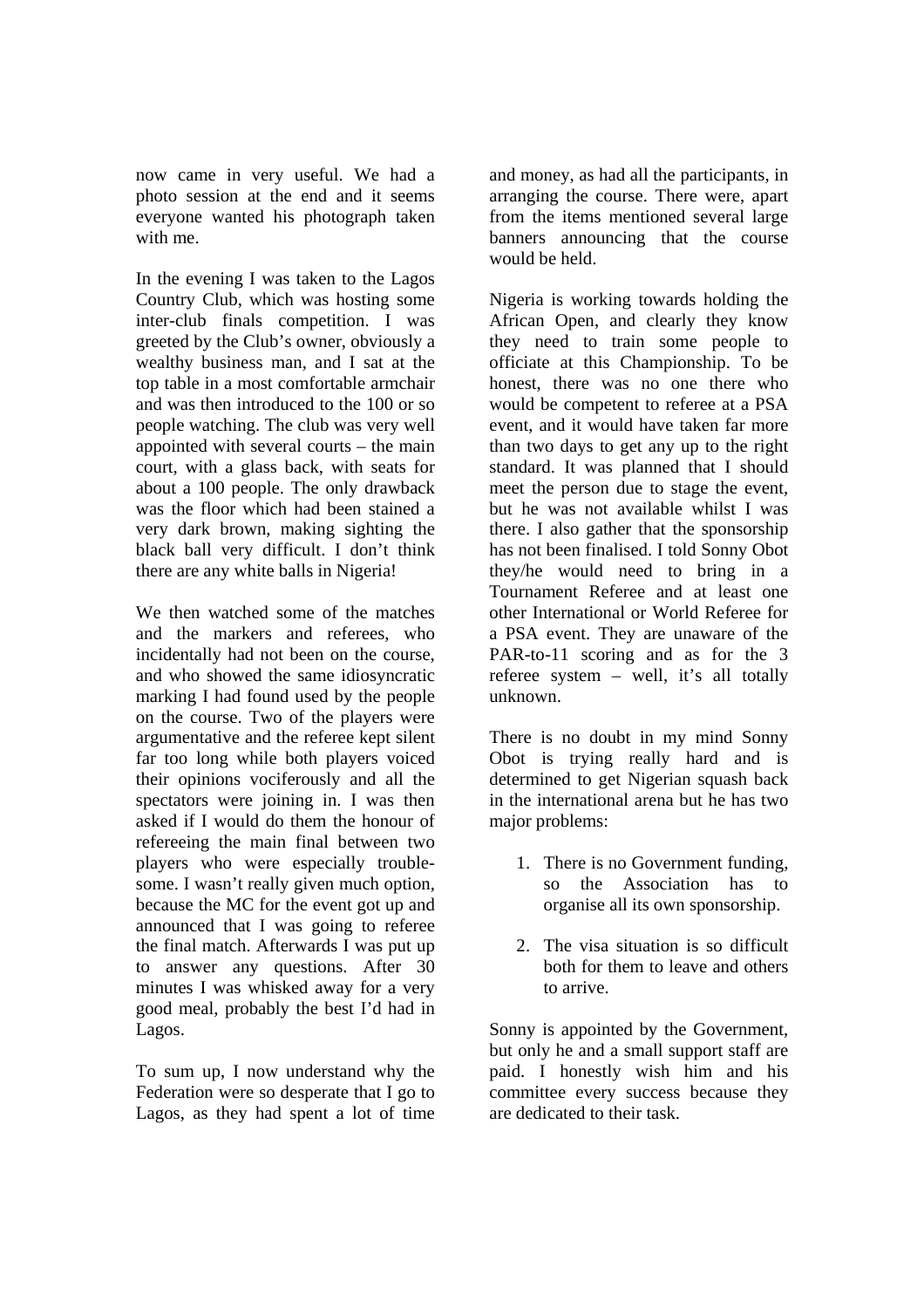now came in very useful. We had a photo session at the end and it seems everyone wanted his photograph taken with me.

In the evening I was taken to the Lagos Country Club, which was hosting some inter-club finals competition. I was greeted by the Club's owner, obviously a wealthy business man, and I sat at the top table in a most comfortable armchair and was then introduced to the 100 or so people watching. The club was very well appointed with several courts – the main court, with a glass back, with seats for about a 100 people. The only drawback was the floor which had been stained a very dark brown, making sighting the black ball very difficult. I don't think there are any white balls in Nigeria!

We then watched some of the matches and the markers and referees, who incidentally had not been on the course, and who showed the same idiosyncratic marking I had found used by the people on the course. Two of the players were argumentative and the referee kept silent far too long while both players voiced their opinions vociferously and all the spectators were joining in. I was then asked if I would do them the honour of refereeing the main final between two players who were especially trouble-some. I wasn't really given much option, because the MC for the event got up and announced that I was going to referee the final match. Afterwards I was put up to answer any questions. After 30 minutes I was whisked away for a very good meal, probably the best I'd had in Lagos.

To sum up, I now understand why the Federation were so desperate that I go to Lagos, as they had spent a lot of time and money, as had all the participants, in arranging the course. There were, apart from the items mentioned several large banners announcing that the course would be held.

Nigeria is working towards holding the African Open, and clearly they know they need to train some people to officiate at this Championship. To be honest, there was no one there who would be competent to referee at a PSA event, and it would have taken far more than two days to get any up to the right standard. It was planned that I should meet the person due to stage the event, but he was not available whilst I was there. I also gather that the sponsorship has not been finalised. I told Sonny Obot they/he would need to bring in a Tournament Referee and at least one other International or World Referee for a PSA event. They are unaware of the PAR-to-11 scoring and as for the 3 referee system – well, it's all totally unknown.

There is no doubt in my mind Sonny Obot is trying really hard and is determined to get Nigerian squash back in the international arena but he has two major problems:

1. There is no Government funding, so the Association has to organise all its own sponsorship.
2. The visa situation is so difficult both for them to leave and others to arrive.

Sonny is appointed by the Government, but only he and a small support staff are paid. I honestly wish him and his committee every success because they are dedicated to their task.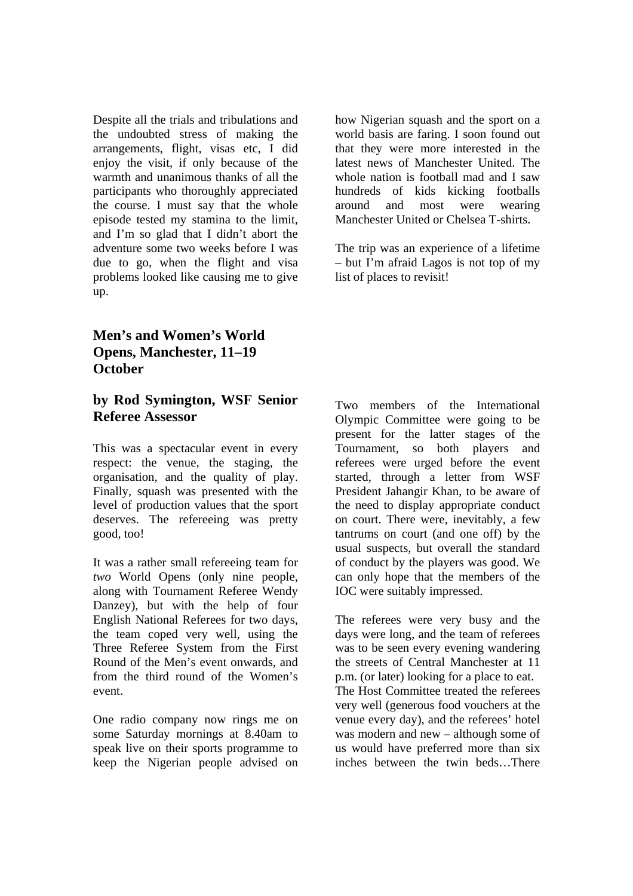Despite all the trials and tribulations and the undoubted stress of making the arrangements, flight, visas etc, I did enjoy the visit, if only because of the warmth and unanimous thanks of all the participants who thoroughly appreciated the course. I must say that the whole episode tested my stamina to the limit, and I'm so glad that I didn't abort the adventure some two weeks before I was due to go, when the flight and visa problems looked like causing me to give up.

One radio company now rings me on some Saturday mornings at 8.40am to speak live on their sports programme to keep the Nigerian people advised on how Nigerian squash and the sport on a world basis are faring. I soon found out that they were more interested in the latest news of Manchester United. The whole nation is football mad and I saw hundreds of kids kicking footballs around and most were wearing Manchester United or Chelsea T-shirts.

The trip was an experience of a lifetime – but I'm afraid Lagos is not top of my list of places to revisit!

## Men's and Women's World Opens, Manchester, 11–19 October

## by Rod Symington, WSF Senior Referee Assessor

This was a spectacular event in every respect: the venue, the staging, the organisation, and the quality of play. Finally, squash was presented with the level of production values that the sport deserves. The refereeing was pretty good, too!

It was a rather small refereeing team for *two* World Opens (only nine people, along with Tournament Referee Wendy Danzey), but with the help of four English National Referees for two days, the team coped very well, using the Three Referee System from the First Round of the Men's event onwards, and from the third round of the Women's event.

Two members of the International Olympic Committee were going to be present for the latter stages of the Tournament, so both players and referees were urged before the event started, through a letter from WSF President Jahangir Khan, to be aware of the need to display appropriate conduct on court. There were, inevitably, a few tantrums on court (and one off) by the usual suspects, but overall the standard of conduct by the players was good. We can only hope that the members of the IOC were suitably impressed.

The referees were very busy and the days were long, and the team of referees was to be seen every evening wandering the streets of Central Manchester at 11 p.m. (or later) looking for a place to eat. The Host Committee treated the referees very well (generous food vouchers at the venue every day), and the referees' hotel was modern and new – although some of us would have preferred more than six inches between the twin beds…There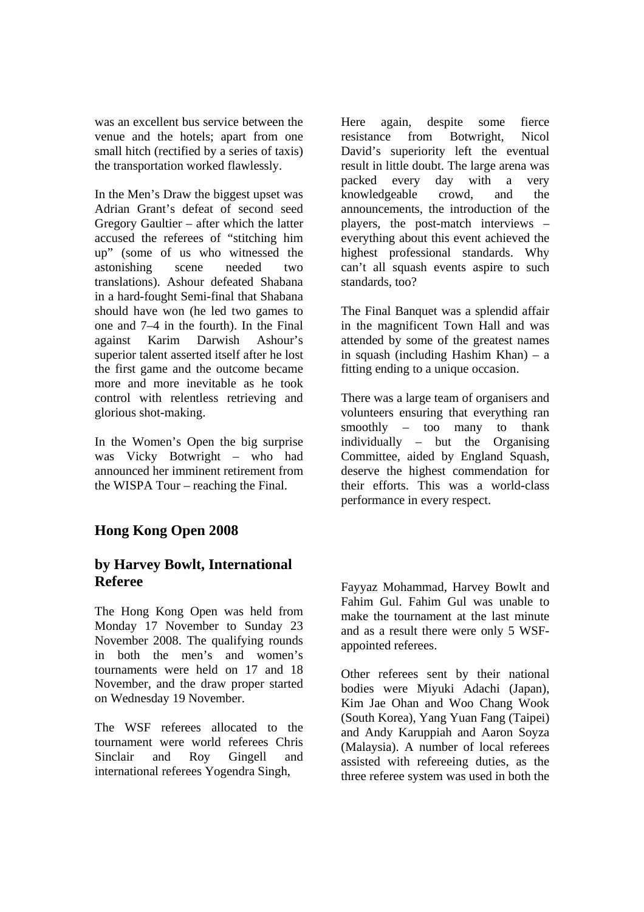was an excellent bus service between the venue and the hotels; apart from one small hitch (rectified by a series of taxis) the transportation worked flawlessly.

In the Men's Draw the biggest upset was Adrian Grant's defeat of second seed Gregory Gaultier – after which the latter accused the referees of "stitching him up" (some of us who witnessed the astonishing scene needed two translations). Ashour defeated Shabana in a hard-fought Semi-final that Shabana should have won (he led two games to one and 7–4 in the fourth). In the Final against Karim Darwish Ashour's superior talent asserted itself after he lost the first game and the outcome became more and more inevitable as he took control with relentless retrieving and glorious shot-making.

In the Women's Open the big surprise was Vicky Botwright – who had announced her imminent retirement from the WISPA Tour – reaching the Final.

Here again, despite some fierce resistance from Botwright, Nicol David's superiority left the eventual result in little doubt. The large arena was packed every day with a very knowledgeable crowd, and the announcements, the introduction of the players, the post-match interviews – everything about this event achieved the highest professional standards. Why can't all squash events aspire to such standards, too?

The Final Banquet was a splendid affair in the magnificent Town Hall and was attended by some of the greatest names in squash (including Hashim Khan) – a fitting ending to a unique occasion.

There was a large team of organisers and volunteers ensuring that everything ran smoothly – too many to thank individually – but the Organising Committee, aided by England Squash, deserve the highest commendation for their efforts. This was a world-class performance in every respect.

## Hong Kong Open 2008

## by Harvey Bowlt, International Referee

The Hong Kong Open was held from Monday 17 November to Sunday 23 November 2008. The qualifying rounds in both the men's and women's tournaments were held on 17 and 18 November, and the draw proper started on Wednesday 19 November.

The WSF referees allocated to the tournament were world referees Chris Sinclair and Roy Gingell and international referees Yogendra Singh, Fayyaz Mohammad, Harvey Bowlt and Fahim Gul. Fahim Gul was unable to make the tournament at the last minute and as a result there were only 5 WSF-appointed referees.

Other referees sent by their national bodies were Miyuki Adachi (Japan), Kim Jae Ohan and Woo Chang Wook (South Korea), Yang Yuan Fang (Taipei) and Andy Karuppiah and Aaron Soyza (Malaysia). A number of local referees assisted with refereeing duties, as the three referee system was used in both the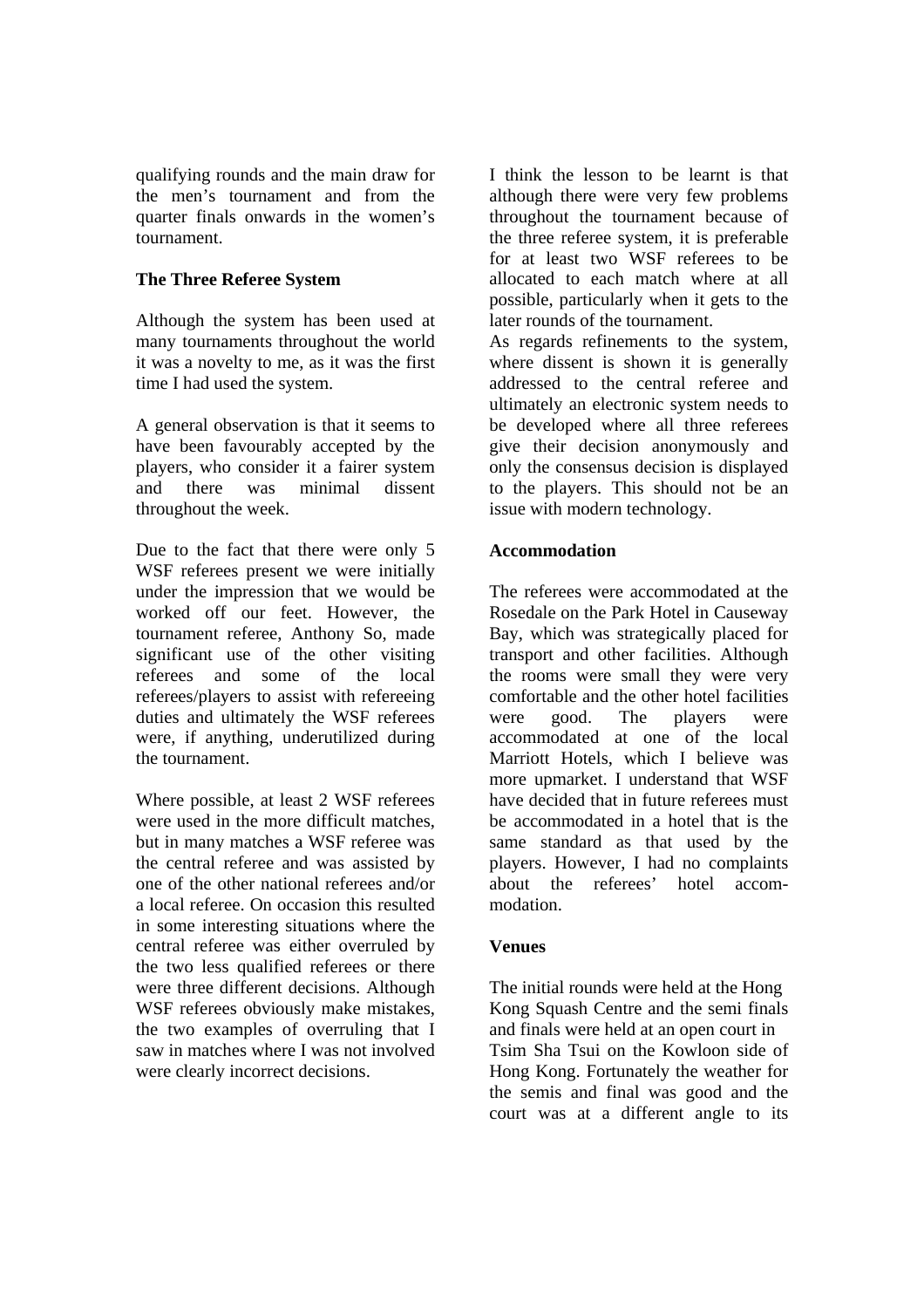qualifying rounds and the main draw for the men's tournament and from the quarter finals onwards in the women's tournament.

**The Three Referee System**

Although the system has been used at many tournaments throughout the world it was a novelty to me, as it was the first time I had used the system.

A general observation is that it seems to have been favourably accepted by the players, who consider it a fairer system and there was minimal dissent throughout the week.

Due to the fact that there were only 5 WSF referees present we were initially under the impression that we would be worked off our feet. However, the tournament referee, Anthony So, made significant use of the other visiting referees and some of the local referees/players to assist with refereeing duties and ultimately the WSF referees were, if anything, underutilized during the tournament.

Where possible, at least 2 WSF referees were used in the more difficult matches, but in many matches a WSF referee was the central referee and was assisted by one of the other national referees and/or a local referee. On occasion this resulted in some interesting situations where the central referee was either overruled by the two less qualified referees or there were three different decisions. Although WSF referees obviously make mistakes, the two examples of overruling that I saw in matches where I was not involved were clearly incorrect decisions.

I think the lesson to be learnt is that although there were very few problems throughout the tournament because of the three referee system, it is preferable for at least two WSF referees to be allocated to each match where at all possible, particularly when it gets to the later rounds of the tournament.
As regards refinements to the system, where dissent is shown it is generally addressed to the central referee and ultimately an electronic system needs to be developed where all three referees give their decision anonymously and only the consensus decision is displayed to the players. This should not be an issue with modern technology.

**Accommodation**

The referees were accommodated at the Rosedale on the Park Hotel in Causeway Bay, which was strategically placed for transport and other facilities. Although the rooms were small they were very comfortable and the other hotel facilities were good. The players were accommodated at one of the local Marriott Hotels, which I believe was more upmarket. I understand that WSF have decided that in future referees must be accommodated in a hotel that is the same standard as that used by the players. However, I had no complaints about the referees' hotel accommodation.

**Venues**

The initial rounds were held at the Hong Kong Squash Centre and the semi finals and finals were held at an open court in Tsim Sha Tsui on the Kowloon side of Hong Kong. Fortunately the weather for the semis and final was good and the court was at a different angle to its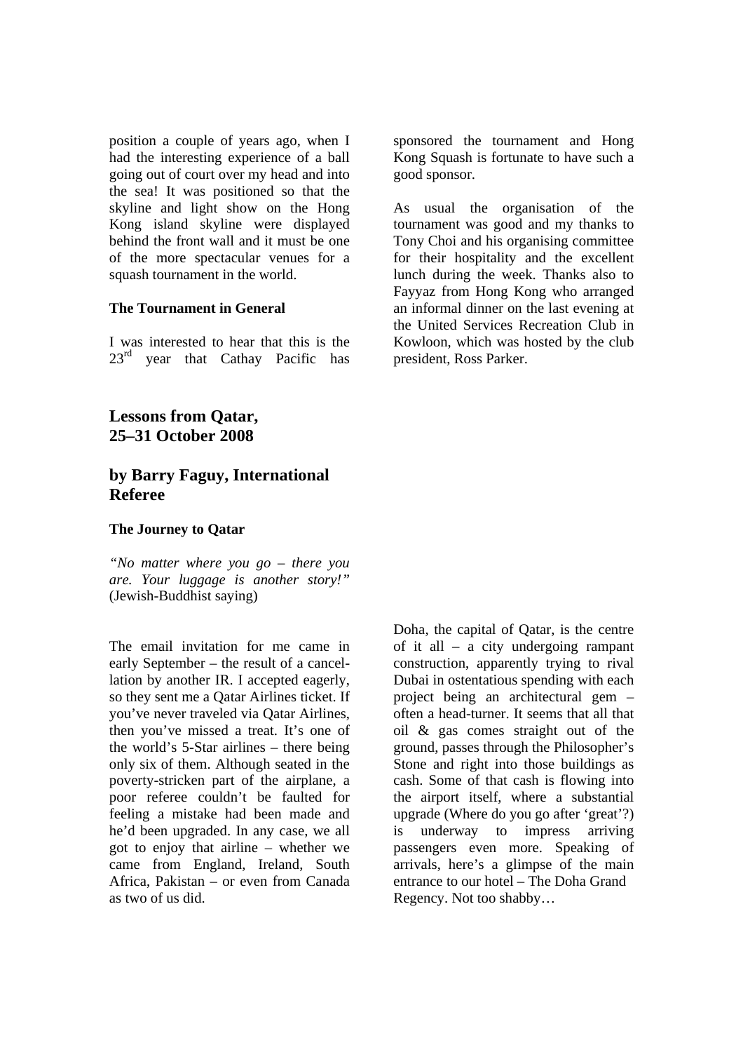position a couple of years ago, when I had the interesting experience of a ball going out of court over my head and into the sea! It was positioned so that the skyline and light show on the Hong Kong island skyline were displayed behind the front wall and it must be one of the more spectacular venues for a squash tournament in the world.

### The Tournament in General

I was interested to hear that this is the 23rd year that Cathay Pacific has sponsored the tournament and Hong Kong Squash is fortunate to have such a good sponsor.

As usual the organisation of the tournament was good and my thanks to Tony Choi and his organising committee for their hospitality and the excellent lunch during the week. Thanks also to Fayyaz from Hong Kong who arranged an informal dinner on the last evening at the United Services Recreation Club in Kowloon, which was hosted by the club president, Ross Parker.

## Lessons from Qatar, 25–31 October 2008

## by Barry Faguy, International Referee

### The Journey to Qatar

*"No matter where you go – there you are. Your luggage is another story!"* (Jewish-Buddhist saying)

The email invitation for me came in early September – the result of a cancellation by another IR. I accepted eagerly, so they sent me a Qatar Airlines ticket. If you've never traveled via Qatar Airlines, then you've missed a treat. It's one of the world's 5-Star airlines – there being only six of them. Although seated in the poverty-stricken part of the airplane, a poor referee couldn't be faulted for feeling a mistake had been made and he'd been upgraded. In any case, we all got to enjoy that airline – whether we came from England, Ireland, South Africa, Pakistan – or even from Canada as two of us did.

Doha, the capital of Qatar, is the centre of it all – a city undergoing rampant construction, apparently trying to rival Dubai in ostentatious spending with each project being an architectural gem – often a head-turner. It seems that all that oil & gas comes straight out of the ground, passes through the Philosopher's Stone and right into those buildings as cash. Some of that cash is flowing into the airport itself, where a substantial upgrade (Where do you go after 'great'?) is underway to impress arriving passengers even more. Speaking of arrivals, here's a glimpse of the main entrance to our hotel – The Doha Grand Regency. Not too shabby…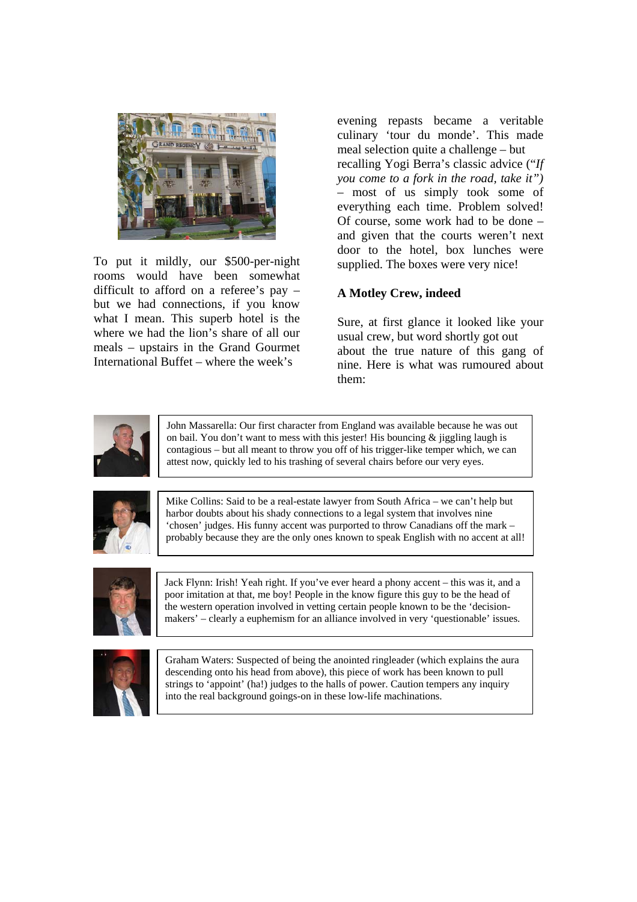To put it mildly, our $500-per-night rooms would have been somewhat difficult to afford on a referee's pay – but we had connections, if you know what I mean. This superb hotel is the where we had the lion's share of all our meals – upstairs in the Grand Gourmet International Buffet – where the week's evening repasts became a veritable culinary 'tour du monde'. This made meal selection quite a challenge – but recalling Yogi Berra's classic advice (*"If you come to a fork in the road, take it")* – most of us simply took some of everything each time. Problem solved! Of course, some work had to be done – and given that the courts weren't next door to the hotel, box lunches were supplied. The boxes were very nice!

**A Motley Crew, indeed**

Sure, at first glance it looked like your usual crew, but word shortly got out about the true nature of this gang of nine. Here is what was rumoured about them:

John Massarella: Our first character from England was available because he was out on bail. You don't want to mess with this jester! His bouncing & jiggling laugh is contagious – but all meant to throw you off of his trigger-like temper which, we can attest now, quickly led to his trashing of several chairs before our very eyes.

Mike Collins: Said to be a real-estate lawyer from South Africa – we can't help but harbor doubts about his shady connections to a legal system that involves nine 'chosen' judges. His funny accent was purported to throw Canadians off the mark – probably because they are the only ones known to speak English with no accent at all!

Jack Flynn: Irish! Yeah right. If you've ever heard a phony accent – this was it, and a poor imitation at that, me boy! People in the know figure this guy to be the head of the western operation involved in vetting certain people known to be the 'decision-makers' – clearly a euphemism for an alliance involved in very 'questionable' issues.

Graham Waters: Suspected of being the anointed ringleader (which explains the aura descending onto his head from above), this piece of work has been known to pull strings to 'appoint' (ha!) judges to the halls of power. Caution tempers any inquiry into the real background goings-on in these low-life machinations.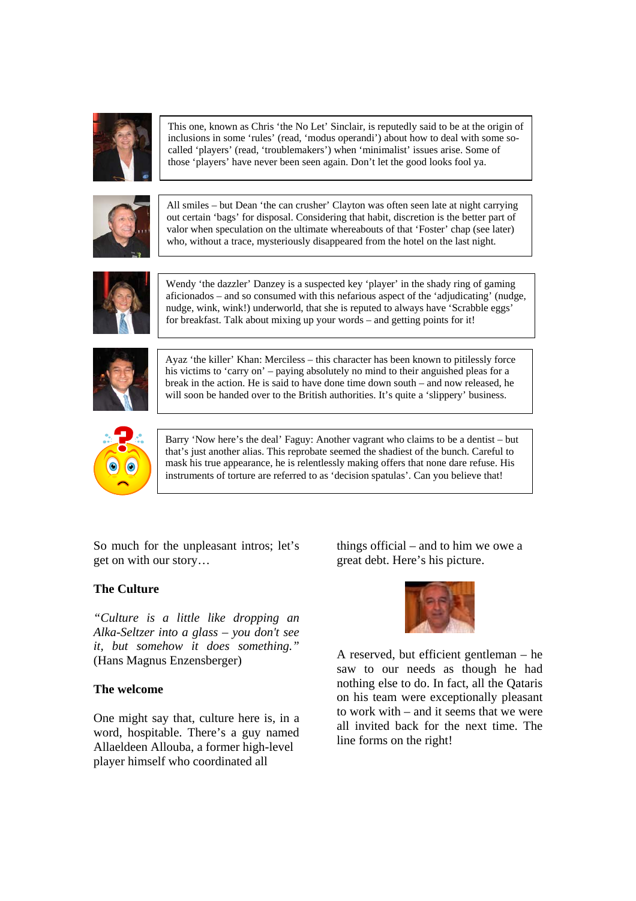This one, known as Chris 'the No Let' Sinclair, is reputedly said to be at the origin of inclusions in some 'rules' (read, 'modus operandi') about how to deal with some so-called 'players' (read, 'troublemakers') when 'minimalist' issues arise. Some of those 'players' have never been seen again. Don't let the good looks fool ya.

All smiles – but Dean 'the can crusher' Clayton was often seen late at night carrying out certain 'bags' for disposal. Considering that habit, discretion is the better part of valor when speculation on the ultimate whereabouts of that 'Foster' chap (see later) who, without a trace, mysteriously disappeared from the hotel on the last night.

Wendy 'the dazzler' Danzey is a suspected key 'player' in the shady ring of gaming aficionados – and so consumed with this nefarious aspect of the 'adjudicating' (nudge, nudge, wink, wink!) underworld, that she is reputed to always have 'Scrabble eggs' for breakfast. Talk about mixing up your words – and getting points for it!

Ayaz 'the killer' Khan: Merciless – this character has been known to pitilessly force his victims to 'carry on' – paying absolutely no mind to their anguished pleas for a break in the action. He is said to have done time down south – and now released, he will soon be handed over to the British authorities. It's quite a 'slippery' business.

Barry 'Now here's the deal' Faguy: Another vagrant who claims to be a dentist – but that's just another alias. This reprobate seemed the shadiest of the bunch. Careful to mask his true appearance, he is relentlessly making offers that none dare refuse. His instruments of torture are referred to as 'decision spatulas'. Can you believe that!

So much for the unpleasant intros; let's get on with our story…

**The Culture**

*"Culture is a little like dropping an Alka-Seltzer into a glass – you don't see it, but somehow it does something."* (Hans Magnus Enzensberger)

**The welcome**

One might say that, culture here is, in a word, hospitable. There's a guy named Allaeldeen Allouba, a former high-level player himself who coordinated all things official – and to him we owe a great debt. Here's his picture.

A reserved, but efficient gentleman – he saw to our needs as though he had nothing else to do. In fact, all the Qataris on his team were exceptionally pleasant to work with – and it seems that we were all invited back for the next time. The line forms on the right!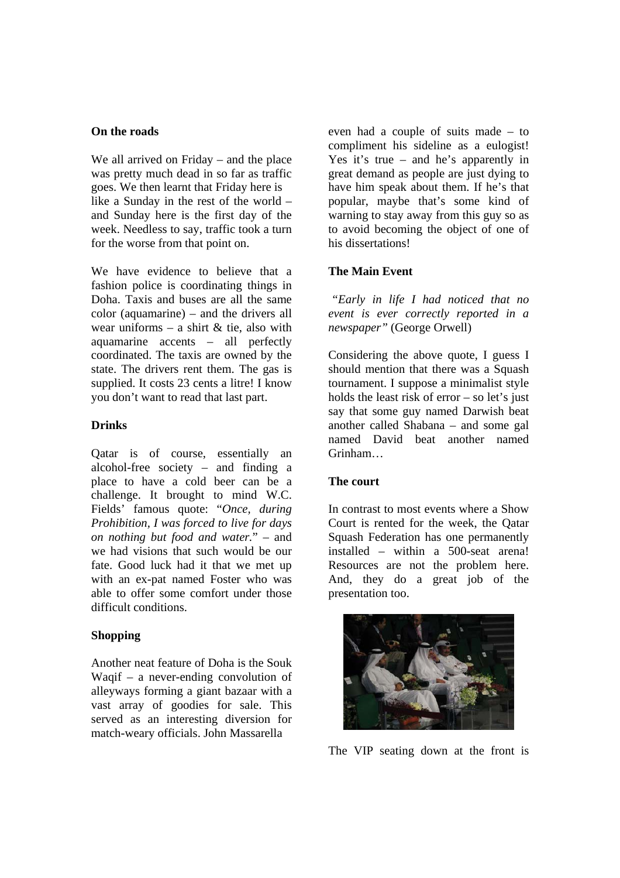**On the roads**

We all arrived on Friday – and the place was pretty much dead in so far as traffic goes. We then learnt that Friday here is like a Sunday in the rest of the world – and Sunday here is the first day of the week. Needless to say, traffic took a turn for the worse from that point on.

We have evidence to believe that a fashion police is coordinating things in Doha. Taxis and buses are all the same color (aquamarine) – and the drivers all wear uniforms – a shirt & tie, also with aquamarine accents – all perfectly coordinated. The taxis are owned by the state. The drivers rent them. The gas is supplied. It costs 23 cents a litre! I know you don't want to read that last part.

**Drinks**

Qatar is of course, essentially an alcohol-free society – and finding a place to have a cold beer can be a challenge. It brought to mind W.C. Fields' famous quote: "*Once, during Prohibition, I was forced to live for days on nothing but food and water.*" – and we had visions that such would be our fate. Good luck had it that we met up with an ex-pat named Foster who was able to offer some comfort under those difficult conditions.

**Shopping**

Another neat feature of Doha is the Souk Waqif – a never-ending convolution of alleyways forming a giant bazaar with a vast array of goodies for sale. This served as an interesting diversion for match-weary officials. John Massarella even had a couple of suits made – to compliment his sideline as a eulogist! Yes it's true – and he's apparently in great demand as people are just dying to have him speak about them. If he's that popular, maybe that's some kind of warning to stay away from this guy so as to avoid becoming the object of one of his dissertations!

**The Main Event**

*"Early in life I had noticed that no event is ever correctly reported in a newspaper"* (George Orwell)

Considering the above quote, I guess I should mention that there was a Squash tournament. I suppose a minimalist style holds the least risk of error – so let's just say that some guy named Darwish beat another called Shabana – and some gal named David beat another named Grinham…

**The court**

In contrast to most events where a Show Court is rented for the week, the Qatar Squash Federation has one permanently installed – within a 500-seat arena! Resources are not the problem here. And, they do a great job of the presentation too.

The VIP seating down at the front is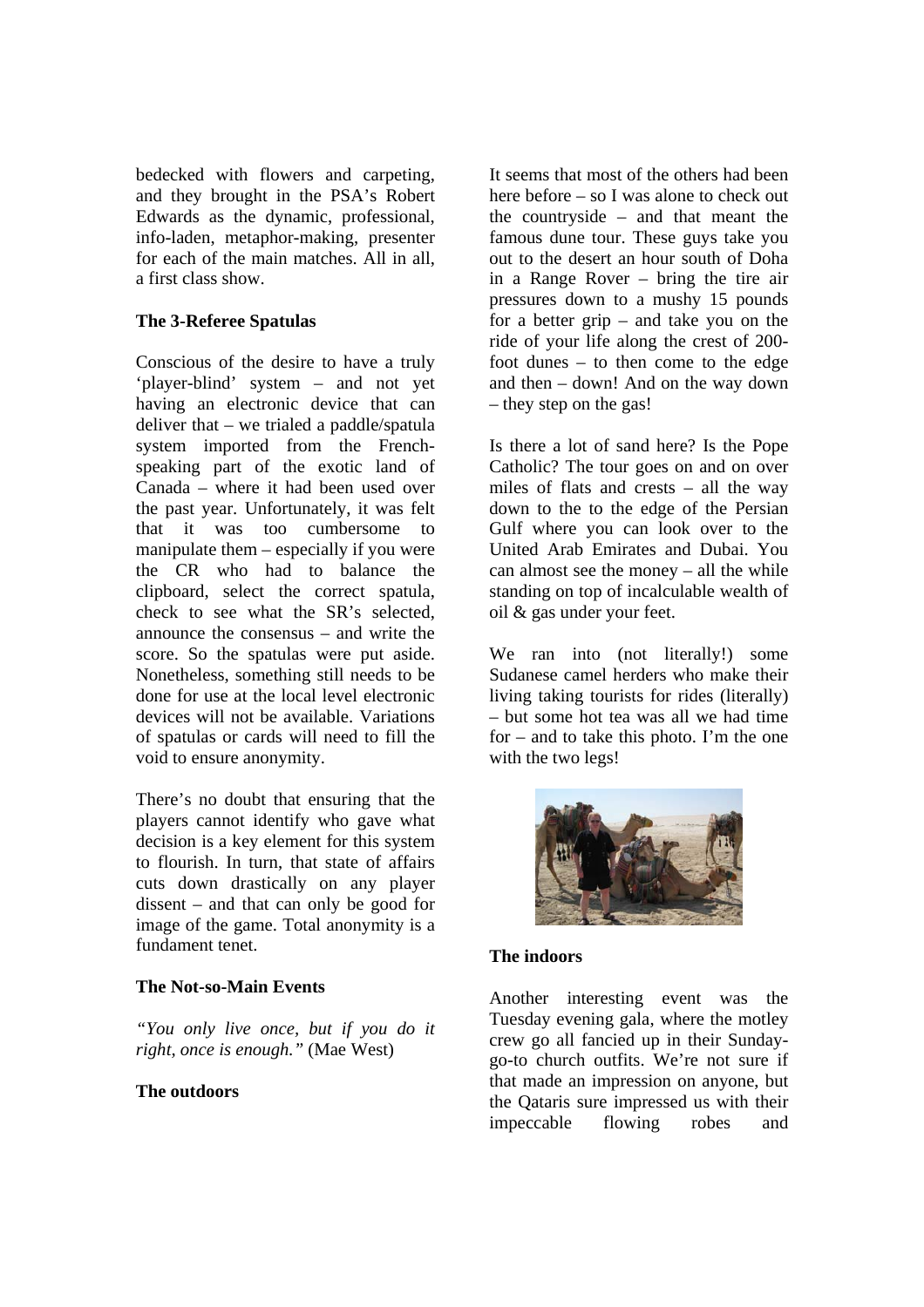bedecked with flowers and carpeting, and they brought in the PSA's Robert Edwards as the dynamic, professional, info-laden, metaphor-making, presenter for each of the main matches. All in all, a first class show.

**The 3-Referee Spatulas**

Conscious of the desire to have a truly 'player-blind' system – and not yet having an electronic device that can deliver that – we trialed a paddle/spatula system imported from the French-speaking part of the exotic land of Canada – where it had been used over the past year. Unfortunately, it was felt that it was too cumbersome to manipulate them – especially if you were the CR who had to balance the clipboard, select the correct spatula, check to see what the SR's selected, announce the consensus – and write the score. So the spatulas were put aside. Nonetheless, something still needs to be done for use at the local level electronic devices will not be available. Variations of spatulas or cards will need to fill the void to ensure anonymity.

There's no doubt that ensuring that the players cannot identify who gave what decision is a key element for this system to flourish. In turn, that state of affairs cuts down drastically on any player dissent – and that can only be good for image of the game. Total anonymity is a fundament tenet.

**The Not-so-Main Events**

*"You only live once, but if you do it right, once is enough."* (Mae West)

**The outdoors**

It seems that most of the others had been here before – so I was alone to check out the countryside – and that meant the famous dune tour. These guys take you out to the desert an hour south of Doha in a Range Rover – bring the tire air pressures down to a mushy 15 pounds for a better grip – and take you on the ride of your life along the crest of 200-foot dunes – to then come to the edge and then – down! And on the way down – they step on the gas!

Is there a lot of sand here? Is the Pope Catholic? The tour goes on and on over miles of flats and crests – all the way down to the to the edge of the Persian Gulf where you can look over to the United Arab Emirates and Dubai. You can almost see the money – all the while standing on top of incalculable wealth of oil & gas under your feet.

We ran into (not literally!) some Sudanese camel herders who make their living taking tourists for rides (literally) – but some hot tea was all we had time for – and to take this photo. I'm the one with the two legs!

**The indoors**

Another interesting event was the Tuesday evening gala, where the motley crew go all fancied up in their Sunday-go-to church outfits. We're not sure if that made an impression on anyone, but the Qataris sure impressed us with their impeccable flowing robes and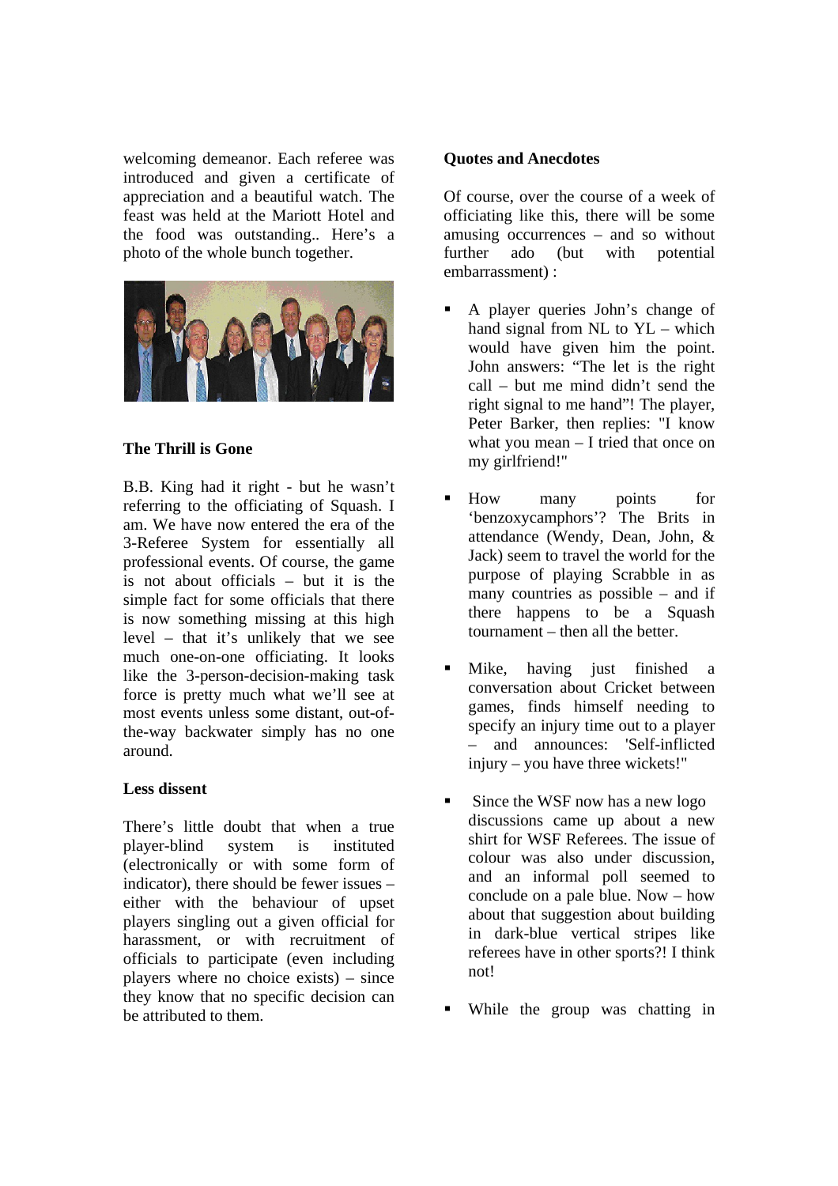welcoming demeanor. Each referee was introduced and given a certificate of appreciation and a beautiful watch. The feast was held at the Mariott Hotel and the food was outstanding.. Here's a photo of the whole bunch together.

### The Thrill is Gone

B.B. King had it right - but he wasn't referring to the officiating of Squash. I am. We have now entered the era of the 3-Referee System for essentially all professional events. Of course, the game is not about officials – but it is the simple fact for some officials that there is now something missing at this high level – that it's unlikely that we see much one-on-one officiating. It looks like the 3-person-decision-making task force is pretty much what we'll see at most events unless some distant, out-of-the-way backwater simply has no one around.

### Less dissent

There's little doubt that when a true player-blind system is instituted (electronically or with some form of indicator), there should be fewer issues – either with the behaviour of upset players singling out a given official for harassment, or with recruitment of officials to participate (even including players where no choice exists) – since they know that no specific decision can be attributed to them.

### Quotes and Anecdotes

Of course, over the course of a week of officiating like this, there will be some amusing occurrences – and so without further ado (but with potential embarrassment) :

- A player queries John's change of hand signal from NL to YL – which would have given him the point. John answers: "The let is the right call – but me mind didn't send the right signal to me hand"! The player, Peter Barker, then replies: "I know what you mean – I tried that once on my girlfriend!"
- How many points for 'benzoxycamphors'? The Brits in attendance (Wendy, Dean, John, & Jack) seem to travel the world for the purpose of playing Scrabble in as many countries as possible – and if there happens to be a Squash tournament – then all the better.
- Mike, having just finished a conversation about Cricket between games, finds himself needing to specify an injury time out to a player – and announces: 'Self-inflicted injury – you have three wickets!"
- Since the WSF now has a new logo discussions came up about a new shirt for WSF Referees. The issue of colour was also under discussion, and an informal poll seemed to conclude on a pale blue. Now – how about that suggestion about building in dark-blue vertical stripes like referees have in other sports?! I think not!
- While the group was chatting in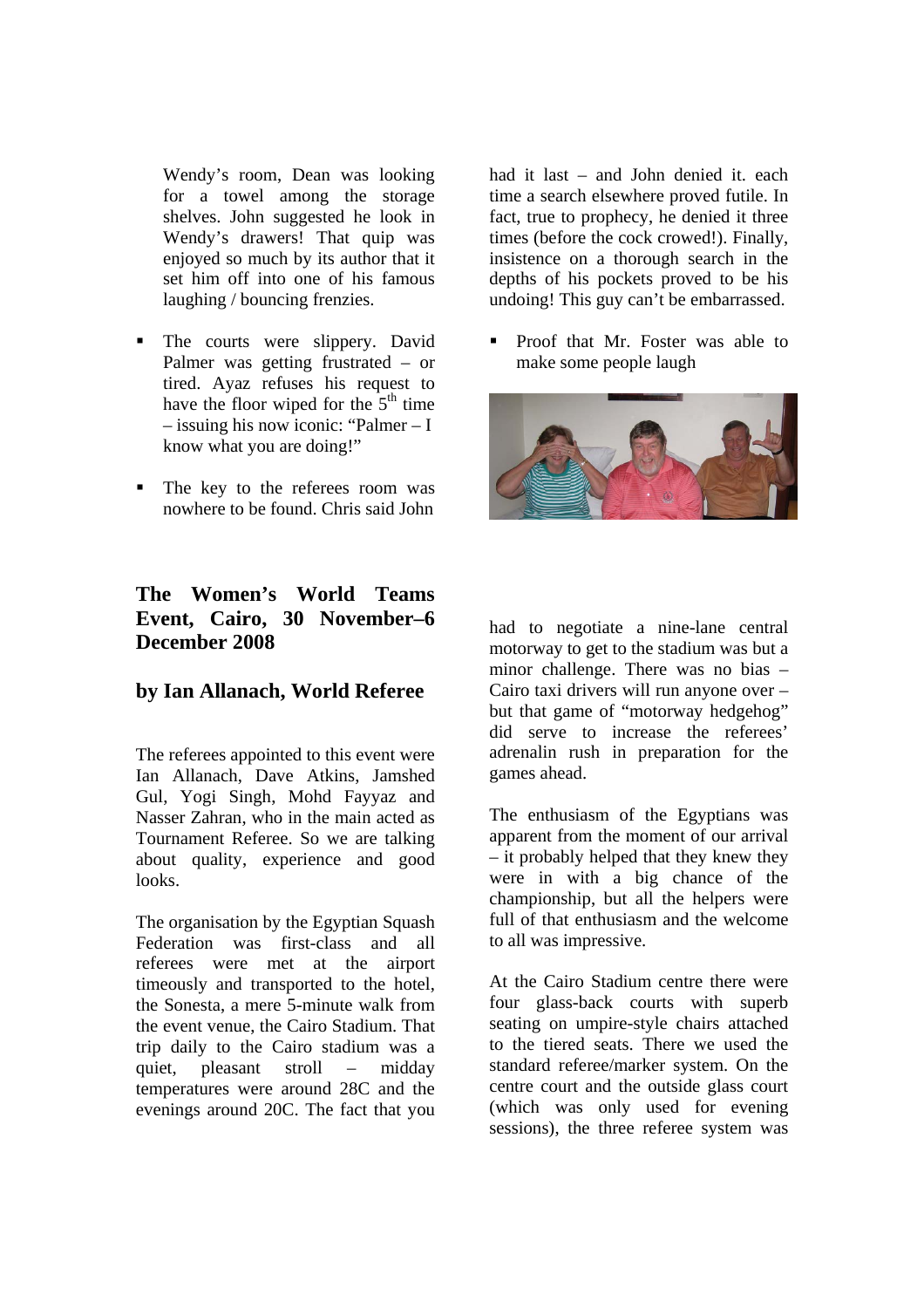Wendy's room, Dean was looking for a towel among the storage shelves. John suggested he look in Wendy's drawers! That quip was enjoyed so much by its author that it set him off into one of his famous laughing / bouncing frenzies.

- The courts were slippery. David Palmer was getting frustrated – or tired. Ayaz refuses his request to have the floor wiped for the 5th time – issuing his now iconic: "Palmer – I know what you are doing!"

- The key to the referees room was nowhere to be found. Chris said John had it last – and John denied it. each time a search elsewhere proved futile. In fact, true to prophecy, he denied it three times (before the cock crowed!). Finally, insistence on a thorough search in the depths of his pockets proved to be his undoing! This guy can't be embarrassed.

- Proof that Mr. Foster was able to make some people laugh

## The Women's World Teams Event, Cairo, 30 November–6 December 2008

## by Ian Allanach, World Referee

The referees appointed to this event were Ian Allanach, Dave Atkins, Jamshed Gul, Yogi Singh, Mohd Fayyaz and Nasser Zahran, who in the main acted as Tournament Referee. So we are talking about quality, experience and good looks.

The organisation by the Egyptian Squash Federation was first-class and all referees were met at the airport timeously and transported to the hotel, the Sonesta, a mere 5-minute walk from the event venue, the Cairo Stadium. That trip daily to the Cairo stadium was a quiet, pleasant stroll – midday temperatures were around 28C and the evenings around 20C. The fact that you had to negotiate a nine-lane central motorway to get to the stadium was but a minor challenge. There was no bias – Cairo taxi drivers will run anyone over – but that game of "motorway hedgehog" did serve to increase the referees' adrenalin rush in preparation for the games ahead.

The enthusiasm of the Egyptians was apparent from the moment of our arrival – it probably helped that they knew they were in with a big chance of the championship, but all the helpers were full of that enthusiasm and the welcome to all was impressive.

At the Cairo Stadium centre there were four glass-back courts with superb seating on umpire-style chairs attached to the tiered seats. There we used the standard referee/marker system. On the centre court and the outside glass court (which was only used for evening sessions), the three referee system was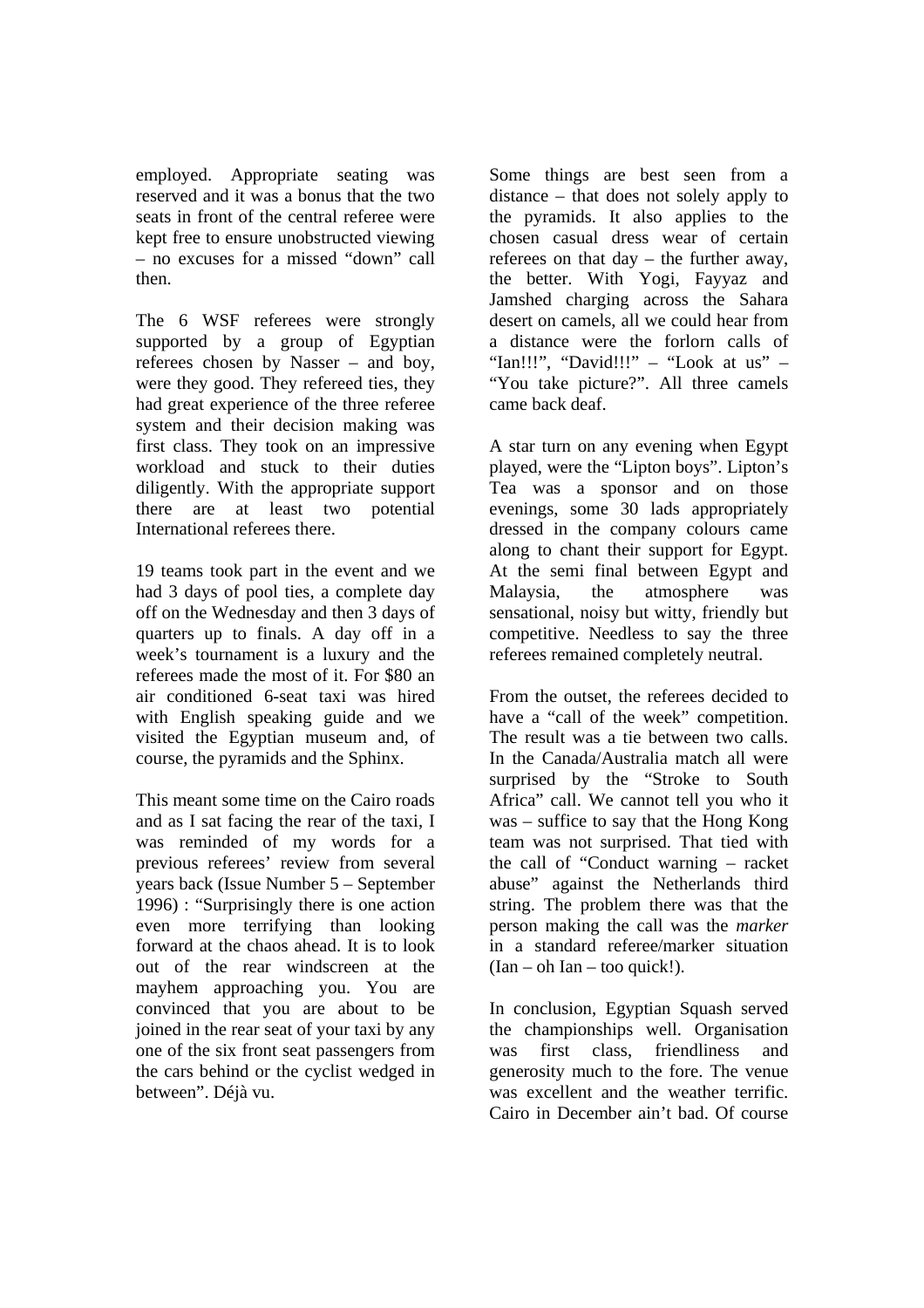employed. Appropriate seating was reserved and it was a bonus that the two seats in front of the central referee were kept free to ensure unobstructed viewing – no excuses for a missed "down" call then.

The 6 WSF referees were strongly supported by a group of Egyptian referees chosen by Nasser – and boy, were they good. They refereed ties, they had great experience of the three referee system and their decision making was first class. They took on an impressive workload and stuck to their duties diligently. With the appropriate support there are at least two potential International referees there.

19 teams took part in the event and we had 3 days of pool ties, a complete day off on the Wednesday and then 3 days of quarters up to finals. A day off in a week's tournament is a luxury and the referees made the most of it. For $80 an air conditioned 6-seat taxi was hired with English speaking guide and we visited the Egyptian museum and, of course, the pyramids and the Sphinx.

This meant some time on the Cairo roads and as I sat facing the rear of the taxi, I was reminded of my words for a previous referees' review from several years back (Issue Number 5 – September 1996) : "Surprisingly there is one action even more terrifying than looking forward at the chaos ahead. It is to look out of the rear windscreen at the mayhem approaching you. You are convinced that you are about to be joined in the rear seat of your taxi by any one of the six front seat passengers from the cars behind or the cyclist wedged in between". Déjà vu.

Some things are best seen from a distance – that does not solely apply to the pyramids. It also applies to the chosen casual dress wear of certain referees on that day – the further away, the better. With Yogi, Fayyaz and Jamshed charging across the Sahara desert on camels, all we could hear from a distance were the forlorn calls of "Ian!!!", "David!!!" – "Look at us" – "You take picture?". All three camels came back deaf.

A star turn on any evening when Egypt played, were the "Lipton boys". Lipton's Tea was a sponsor and on those evenings, some 30 lads appropriately dressed in the company colours came along to chant their support for Egypt. At the semi final between Egypt and Malaysia, the atmosphere was sensational, noisy but witty, friendly but competitive. Needless to say the three referees remained completely neutral.

From the outset, the referees decided to have a "call of the week" competition. The result was a tie between two calls. In the Canada/Australia match all were surprised by the "Stroke to South Africa" call. We cannot tell you who it was – suffice to say that the Hong Kong team was not surprised. That tied with the call of "Conduct warning – racket abuse" against the Netherlands third string. The problem there was that the person making the call was the *marker* in a standard referee/marker situation (Ian – oh Ian – too quick!).

In conclusion, Egyptian Squash served the championships well. Organisation was first class, friendliness and generosity much to the fore. The venue was excellent and the weather terrific. Cairo in December ain't bad. Of course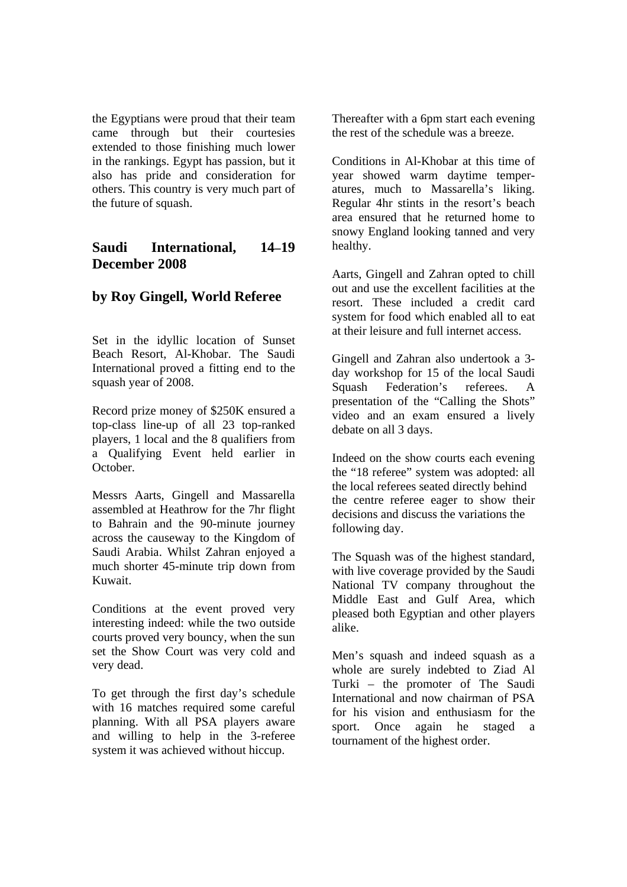the Egyptians were proud that their team came through but their courtesies extended to those finishing much lower in the rankings. Egypt has passion, but it also has pride and consideration for others. This country is very much part of the future of squash.

## Saudi International, 14–19 December 2008

## by Roy Gingell, World Referee

Set in the idyllic location of Sunset Beach Resort, Al-Khobar. The Saudi International proved a fitting end to the squash year of 2008.

Record prize money of $250K ensured a top-class line-up of all 23 top-ranked players, 1 local and the 8 qualifiers from a Qualifying Event held earlier in October.

Messrs Aarts, Gingell and Massarella assembled at Heathrow for the 7hr flight to Bahrain and the 90-minute journey across the causeway to the Kingdom of Saudi Arabia. Whilst Zahran enjoyed a much shorter 45-minute trip down from Kuwait.

Conditions at the event proved very interesting indeed: while the two outside courts proved very bouncy, when the sun set the Show Court was very cold and very dead.

To get through the first day's schedule with 16 matches required some careful planning. With all PSA players aware and willing to help in the 3-referee system it was achieved without hiccup.

Thereafter with a 6pm start each evening the rest of the schedule was a breeze.

Conditions in Al-Khobar at this time of year showed warm daytime temperatures, much to Massarella's liking. Regular 4hr stints in the resort's beach area ensured that he returned home to snowy England looking tanned and very healthy.

Aarts, Gingell and Zahran opted to chill out and use the excellent facilities at the resort. These included a credit card system for food which enabled all to eat at their leisure and full internet access.

Gingell and Zahran also undertook a 3-day workshop for 15 of the local Saudi Squash Federation's referees. A presentation of the "Calling the Shots" video and an exam ensured a lively debate on all 3 days.

Indeed on the show courts each evening the "18 referee" system was adopted: all the local referees seated directly behind the centre referee eager to show their decisions and discuss the variations the following day.

The Squash was of the highest standard, with live coverage provided by the Saudi National TV company throughout the Middle East and Gulf Area, which pleased both Egyptian and other players alike.

Men's squash and indeed squash as a whole are surely indebted to Ziad Al Turki – the promoter of The Saudi International and now chairman of PSA for his vision and enthusiasm for the sport. Once again he staged a tournament of the highest order.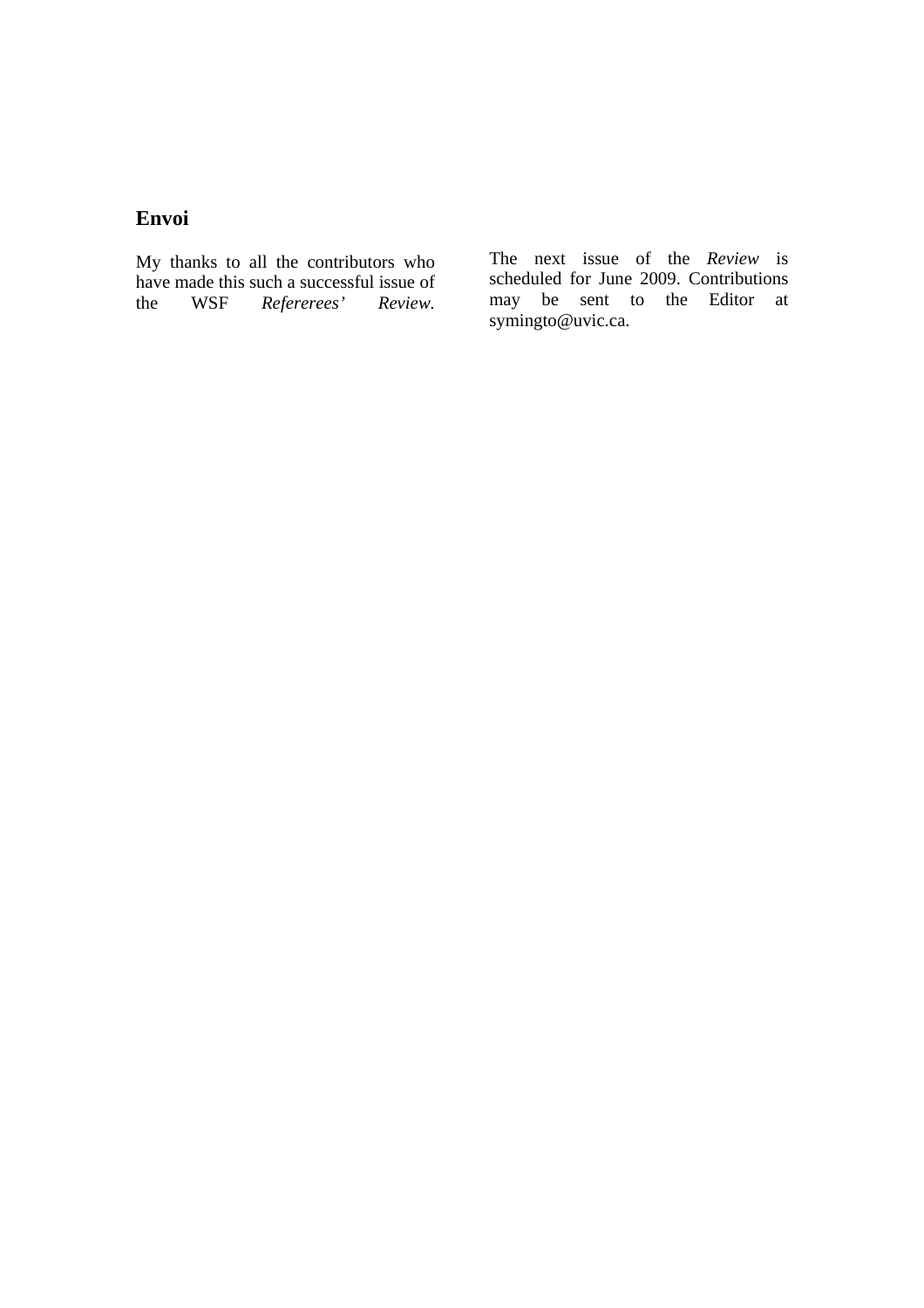## Envoi

My thanks to all the contributors who have made this such a successful issue of the WSF *Refererees' Review.*

The next issue of the *Review* is scheduled for June 2009. Contributions may be sent to the Editor at symingto@uvic.ca.